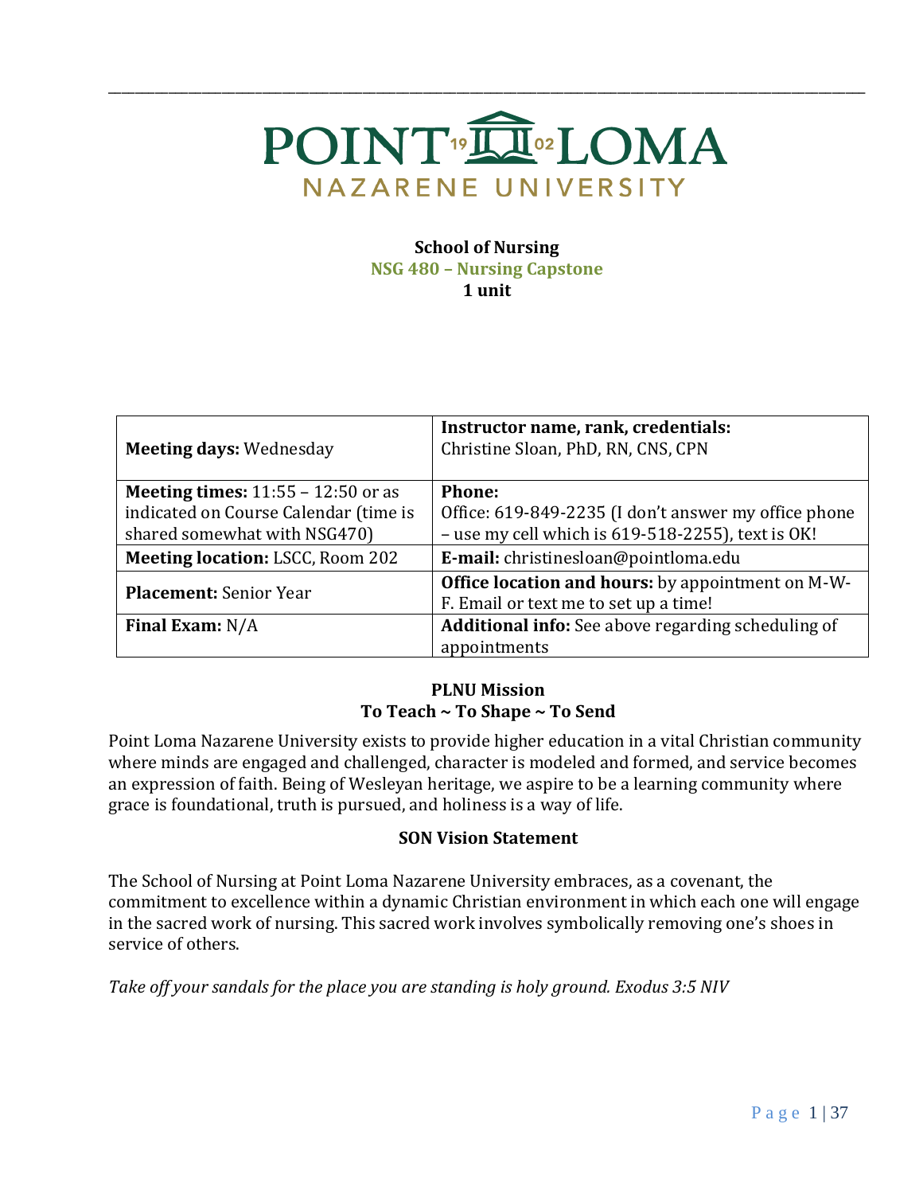# POINT LOMA NAZARENE UNIVERSITY

**School of Nursing**
**NSG 480 – Nursing Capstone**
**1 unit**

| **Meeting days:** Wednesday | **Instructor name, rank, credentials:** Christine Sloan, PhD, RN, CNS, CPN |
|---|---|
| **Meeting times:** 11:55 – 12:50 or as indicated on Course Calendar (time is shared somewhat with NSG470) | **Phone:** Office: 619-849-2235 (I don't answer my office phone – use my cell which is 619-518-2255), text is OK! |
| **Meeting location:** LSCC, Room 202 | **E-mail:** christinesloan@pointloma.edu |
| **Placement:** Senior Year | **Office location and hours:** by appointment on M-W-F. Email or text me to set up a time! |
| **Final Exam:** N/A | **Additional info:** See above regarding scheduling of appointments |

## PLNU Mission
### To Teach ~ To Shape ~ To Send

Point Loma Nazarene University exists to provide higher education in a vital Christian community where minds are engaged and challenged, character is modeled and formed, and service becomes an expression of faith. Being of Wesleyan heritage, we aspire to be a learning community where grace is foundational, truth is pursued, and holiness is a way of life.

## SON Vision Statement

The School of Nursing at Point Loma Nazarene University embraces, as a covenant, the commitment to excellence within a dynamic Christian environment in which each one will engage in the sacred work of nursing. This sacred work involves symbolically removing one's shoes in service of others.

*Take off your sandals for the place you are standing is holy ground. Exodus 3:5 NIV*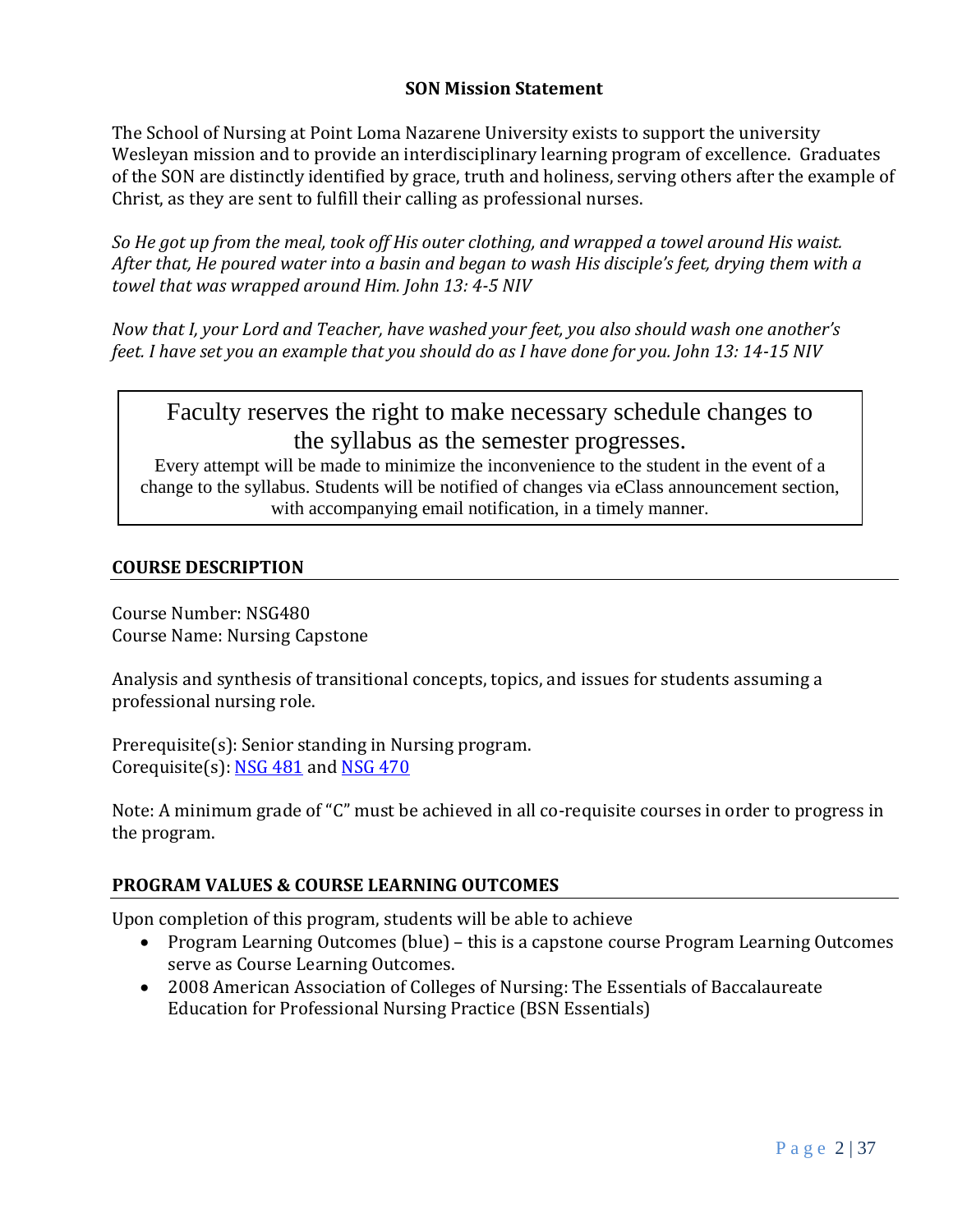## SON Mission Statement

The School of Nursing at Point Loma Nazarene University exists to support the university Wesleyan mission and to provide an interdisciplinary learning program of excellence. Graduates of the SON are distinctly identified by grace, truth and holiness, serving others after the example of Christ, as they are sent to fulfill their calling as professional nurses.

*So He got up from the meal, took off His outer clothing, and wrapped a towel around His waist. After that, He poured water into a basin and began to wash His disciple's feet, drying them with a towel that was wrapped around Him. John 13: 4-5 NIV*

*Now that I, your Lord and Teacher, have washed your feet, you also should wash one another's feet. I have set you an example that you should do as I have done for you. John 13: 14-15 NIV*

> Faculty reserves the right to make necessary schedule changes to the syllabus as the semester progresses.
>
> Every attempt will be made to minimize the inconvenience to the student in the event of a change to the syllabus. Students will be notified of changes via eClass announcement section, with accompanying email notification, in a timely manner.

## COURSE DESCRIPTION

Course Number: NSG480
Course Name: Nursing Capstone

Analysis and synthesis of transitional concepts, topics, and issues for students assuming a professional nursing role.

Prerequisite(s): Senior standing in Nursing program.
Corequisite(s): NSG 481 and NSG 470

Note: A minimum grade of "C" must be achieved in all co-requisite courses in order to progress in the program.

## PROGRAM VALUES & COURSE LEARNING OUTCOMES

Upon completion of this program, students will be able to achieve

- Program Learning Outcomes (blue) – this is a capstone course Program Learning Outcomes serve as Course Learning Outcomes.
- 2008 American Association of Colleges of Nursing: The Essentials of Baccalaureate Education for Professional Nursing Practice (BSN Essentials)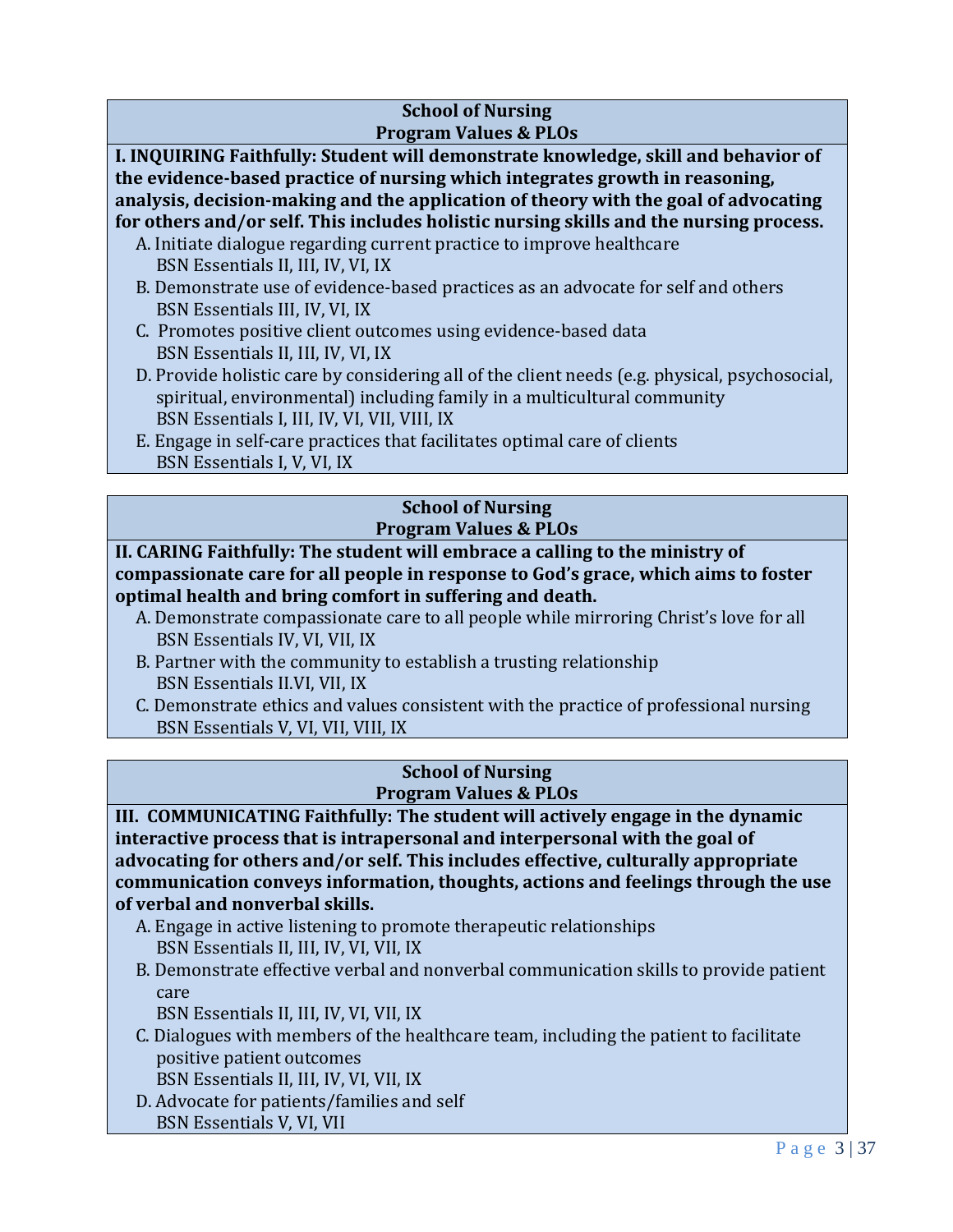**School of Nursing**
**Program Values & PLOs**

**I. INQUIRING Faithfully: Student will demonstrate knowledge, skill and behavior of the evidence-based practice of nursing which integrates growth in reasoning, analysis, decision-making and the application of theory with the goal of advocating for others and/or self. This includes holistic nursing skills and the nursing process.**

A. Initiate dialogue regarding current practice to improve healthcare
   BSN Essentials II, III, IV, VI, IX
B. Demonstrate use of evidence-based practices as an advocate for self and others
   BSN Essentials III, IV, VI, IX
C. Promotes positive client outcomes using evidence-based data
   BSN Essentials II, III, IV, VI, IX
D. Provide holistic care by considering all of the client needs (e.g. physical, psychosocial, spiritual, environmental) including family in a multicultural community
   BSN Essentials I, III, IV, VI, VII, VIII, IX
E. Engage in self-care practices that facilitates optimal care of clients
   BSN Essentials I, V, VI, IX

**School of Nursing**
**Program Values & PLOs**

**II. CARING Faithfully: The student will embrace a calling to the ministry of compassionate care for all people in response to God's grace, which aims to foster optimal health and bring comfort in suffering and death.**

A. Demonstrate compassionate care to all people while mirroring Christ's love for all
   BSN Essentials IV, VI, VII, IX
B. Partner with the community to establish a trusting relationship
   BSN Essentials II.VI, VII, IX
C. Demonstrate ethics and values consistent with the practice of professional nursing
   BSN Essentials V, VI, VII, VIII, IX

**School of Nursing**
**Program Values & PLOs**

**III. COMMUNICATING Faithfully: The student will actively engage in the dynamic interactive process that is intrapersonal and interpersonal with the goal of advocating for others and/or self. This includes effective, culturally appropriate communication conveys information, thoughts, actions and feelings through the use of verbal and nonverbal skills.**

A. Engage in active listening to promote therapeutic relationships
   BSN Essentials II, III, IV, VI, VII, IX
B. Demonstrate effective verbal and nonverbal communication skills to provide patient care
   BSN Essentials II, III, IV, VI, VII, IX
C. Dialogues with members of the healthcare team, including the patient to facilitate positive patient outcomes
   BSN Essentials II, III, IV, VI, VII, IX
D. Advocate for patients/families and self
   BSN Essentials V, VI, VII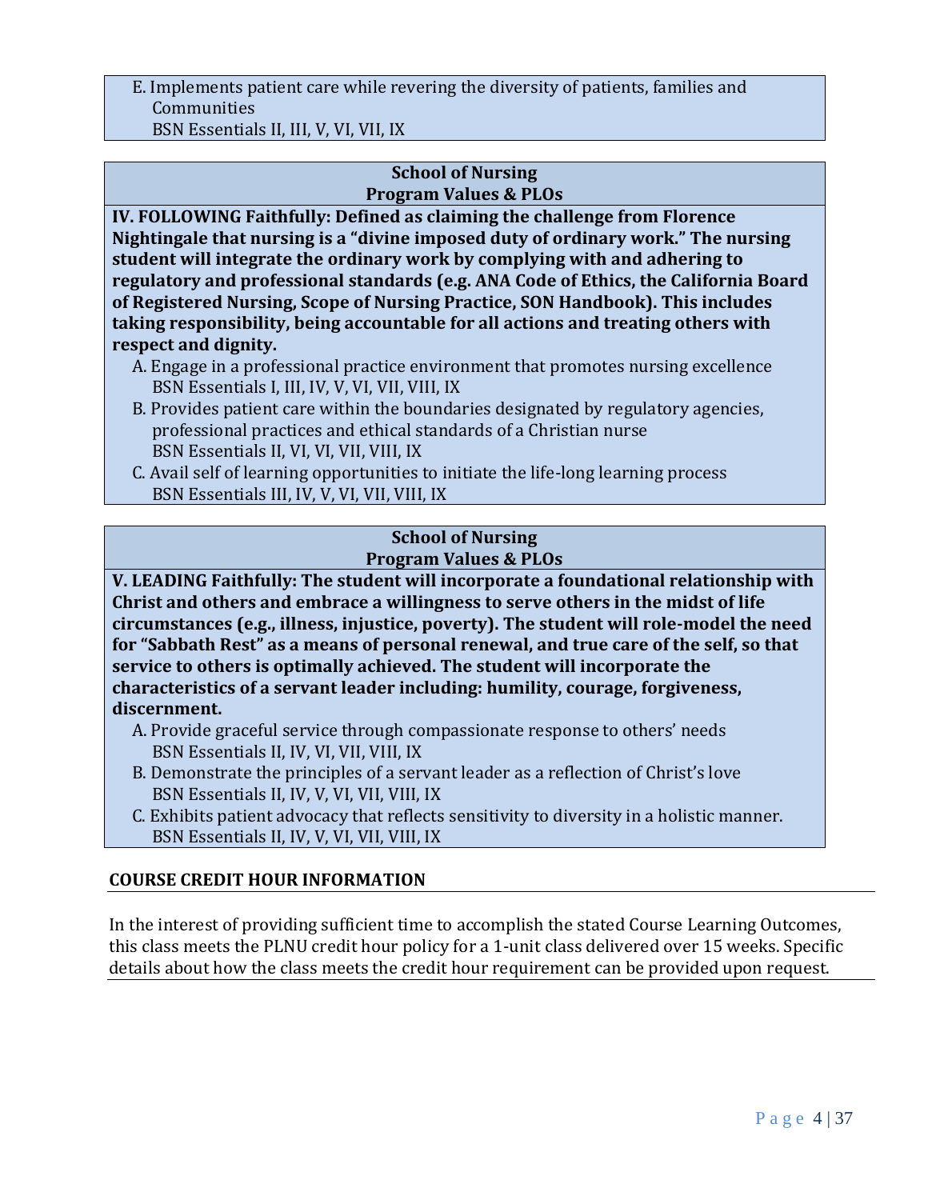E. Implements patient care while revering the diversity of patients, families and Communities
   BSN Essentials II, III, V, VI, VII, IX

**School of Nursing**
**Program Values & PLOs**

**IV. FOLLOWING Faithfully: Defined as claiming the challenge from Florence Nightingale that nursing is a "divine imposed duty of ordinary work." The nursing student will integrate the ordinary work by complying with and adhering to regulatory and professional standards (e.g. ANA Code of Ethics, the California Board of Registered Nursing, Scope of Nursing Practice, SON Handbook). This includes taking responsibility, being accountable for all actions and treating others with respect and dignity.**

A. Engage in a professional practice environment that promotes nursing excellence
   BSN Essentials I, III, IV, V, VI, VII, VIII, IX
B. Provides patient care within the boundaries designated by regulatory agencies, professional practices and ethical standards of a Christian nurse
   BSN Essentials II, VI, VI, VII, VIII, IX
C. Avail self of learning opportunities to initiate the life-long learning process
   BSN Essentials III, IV, V, VI, VII, VIII, IX

**School of Nursing**
**Program Values & PLOs**

**V. LEADING Faithfully: The student will incorporate a foundational relationship with Christ and others and embrace a willingness to serve others in the midst of life circumstances (e.g., illness, injustice, poverty). The student will role-model the need for "Sabbath Rest" as a means of personal renewal, and true care of the self, so that service to others is optimally achieved. The student will incorporate the characteristics of a servant leader including: humility, courage, forgiveness, discernment.**

A. Provide graceful service through compassionate response to others' needs
   BSN Essentials II, IV, VI, VII, VIII, IX
B. Demonstrate the principles of a servant leader as a reflection of Christ's love
   BSN Essentials II, IV, V, VI, VII, VIII, IX
C. Exhibits patient advocacy that reflects sensitivity to diversity in a holistic manner.
   BSN Essentials II, IV, V, VI, VII, VIII, IX

## COURSE CREDIT HOUR INFORMATION

In the interest of providing sufficient time to accomplish the stated Course Learning Outcomes, this class meets the PLNU credit hour policy for a 1-unit class delivered over 15 weeks. Specific details about how the class meets the credit hour requirement can be provided upon request.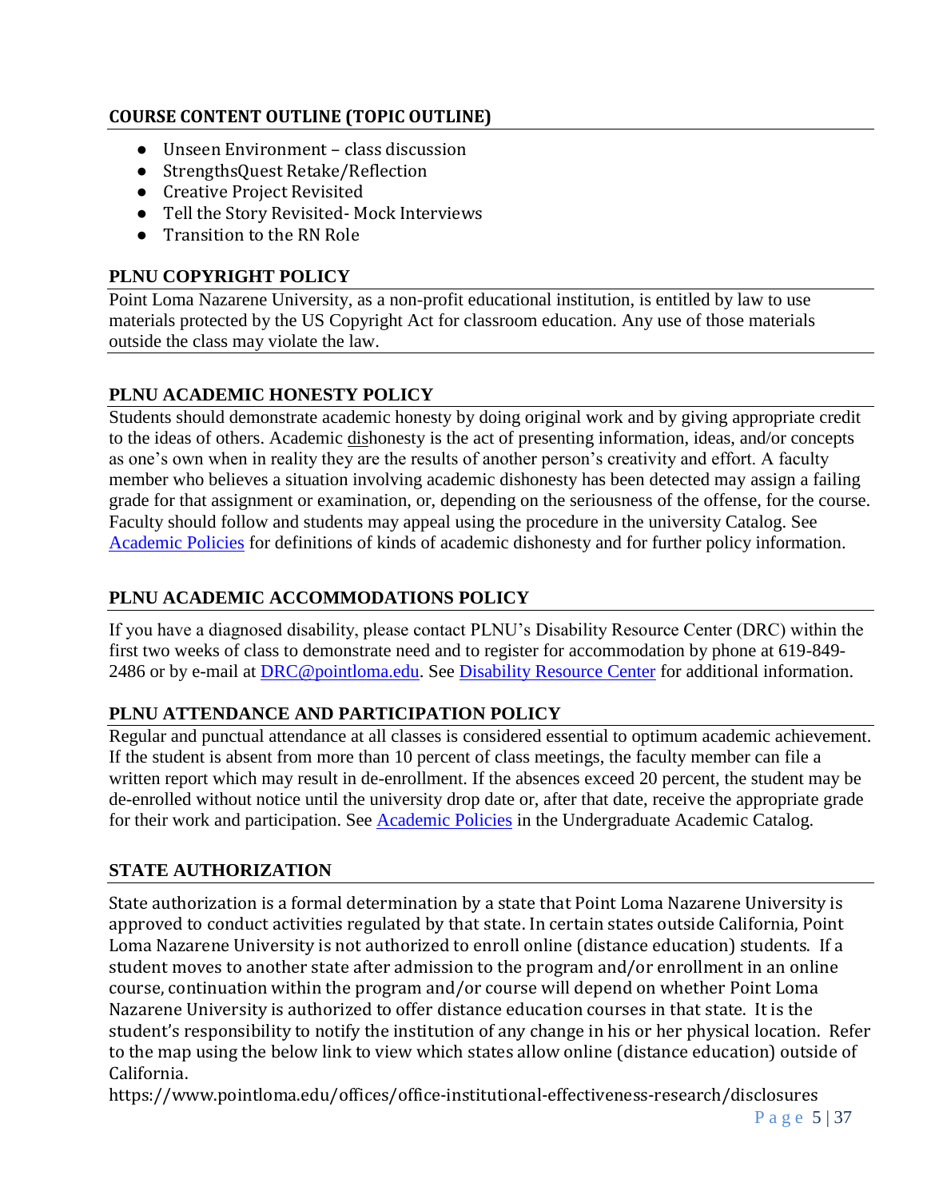## COURSE CONTENT OUTLINE (TOPIC OUTLINE)

- Unseen Environment – class discussion
- StrengthsQuest Retake/Reflection
- Creative Project Revisited
- Tell the Story Revisited- Mock Interviews
- Transition to the RN Role

## PLNU COPYRIGHT POLICY

Point Loma Nazarene University, as a non-profit educational institution, is entitled by law to use materials protected by the US Copyright Act for classroom education. Any use of those materials outside the class may violate the law.

## PLNU ACADEMIC HONESTY POLICY

Students should demonstrate academic honesty by doing original work and by giving appropriate credit to the ideas of others. Academic dishonesty is the act of presenting information, ideas, and/or concepts as one's own when in reality they are the results of another person's creativity and effort. A faculty member who believes a situation involving academic dishonesty has been detected may assign a failing grade for that assignment or examination, or, depending on the seriousness of the offense, for the course. Faculty should follow and students may appeal using the procedure in the university Catalog. See Academic Policies for definitions of kinds of academic dishonesty and for further policy information.

## PLNU ACADEMIC ACCOMMODATIONS POLICY

If you have a diagnosed disability, please contact PLNU's Disability Resource Center (DRC) within the first two weeks of class to demonstrate need and to register for accommodation by phone at 619-849-2486 or by e-mail at DRC@pointloma.edu. See Disability Resource Center for additional information.

## PLNU ATTENDANCE AND PARTICIPATION POLICY

Regular and punctual attendance at all classes is considered essential to optimum academic achievement. If the student is absent from more than 10 percent of class meetings, the faculty member can file a written report which may result in de-enrollment. If the absences exceed 20 percent, the student may be de-enrolled without notice until the university drop date or, after that date, receive the appropriate grade for their work and participation. See Academic Policies in the Undergraduate Academic Catalog.

## STATE AUTHORIZATION

State authorization is a formal determination by a state that Point Loma Nazarene University is approved to conduct activities regulated by that state. In certain states outside California, Point Loma Nazarene University is not authorized to enroll online (distance education) students. If a student moves to another state after admission to the program and/or enrollment in an online course, continuation within the program and/or course will depend on whether Point Loma Nazarene University is authorized to offer distance education courses in that state. It is the student's responsibility to notify the institution of any change in his or her physical location. Refer to the map using the below link to view which states allow online (distance education) outside of California.
https://www.pointloma.edu/offices/office-institutional-effectiveness-research/disclosures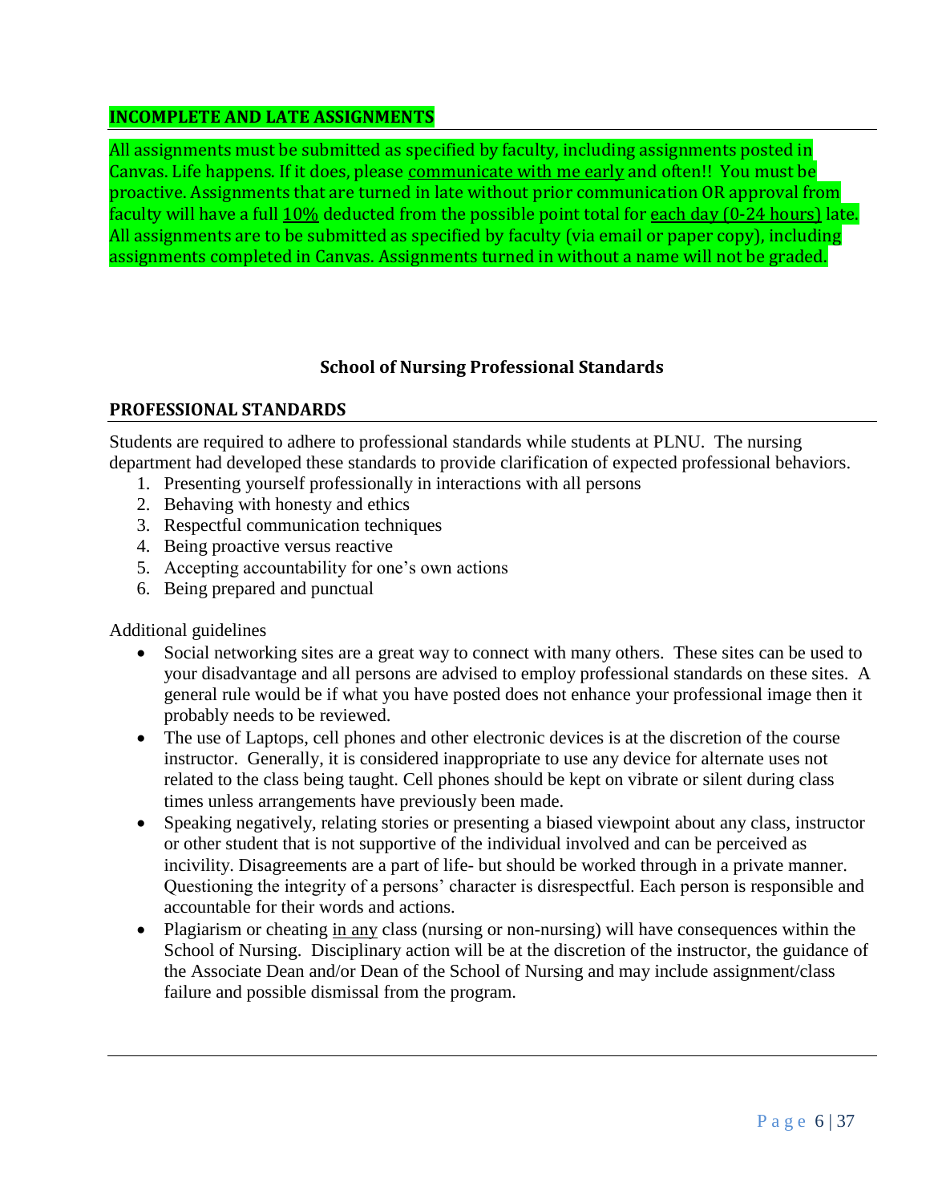## INCOMPLETE AND LATE ASSIGNMENTS

All assignments must be submitted as specified by faculty, including assignments posted in Canvas. Life happens. If it does, please communicate with me early and often!! You must be proactive. Assignments that are turned in late without prior communication OR approval from faculty will have a full 10% deducted from the possible point total for each day (0-24 hours) late. All assignments are to be submitted as specified by faculty (via email or paper copy), including assignments completed in Canvas. Assignments turned in without a name will not be graded.

### School of Nursing Professional Standards

## PROFESSIONAL STANDARDS

Students are required to adhere to professional standards while students at PLNU. The nursing department had developed these standards to provide clarification of expected professional behaviors.

1. Presenting yourself professionally in interactions with all persons
2. Behaving with honesty and ethics
3. Respectful communication techniques
4. Being proactive versus reactive
5. Accepting accountability for one's own actions
6. Being prepared and punctual

Additional guidelines

- Social networking sites are a great way to connect with many others. These sites can be used to your disadvantage and all persons are advised to employ professional standards on these sites. A general rule would be if what you have posted does not enhance your professional image then it probably needs to be reviewed.
- The use of Laptops, cell phones and other electronic devices is at the discretion of the course instructor. Generally, it is considered inappropriate to use any device for alternate uses not related to the class being taught. Cell phones should be kept on vibrate or silent during class times unless arrangements have previously been made.
- Speaking negatively, relating stories or presenting a biased viewpoint about any class, instructor or other student that is not supportive of the individual involved and can be perceived as incivility. Disagreements are a part of life- but should be worked through in a private manner. Questioning the integrity of a persons' character is disrespectful. Each person is responsible and accountable for their words and actions.
- Plagiarism or cheating in any class (nursing or non-nursing) will have consequences within the School of Nursing. Disciplinary action will be at the discretion of the instructor, the guidance of the Associate Dean and/or Dean of the School of Nursing and may include assignment/class failure and possible dismissal from the program.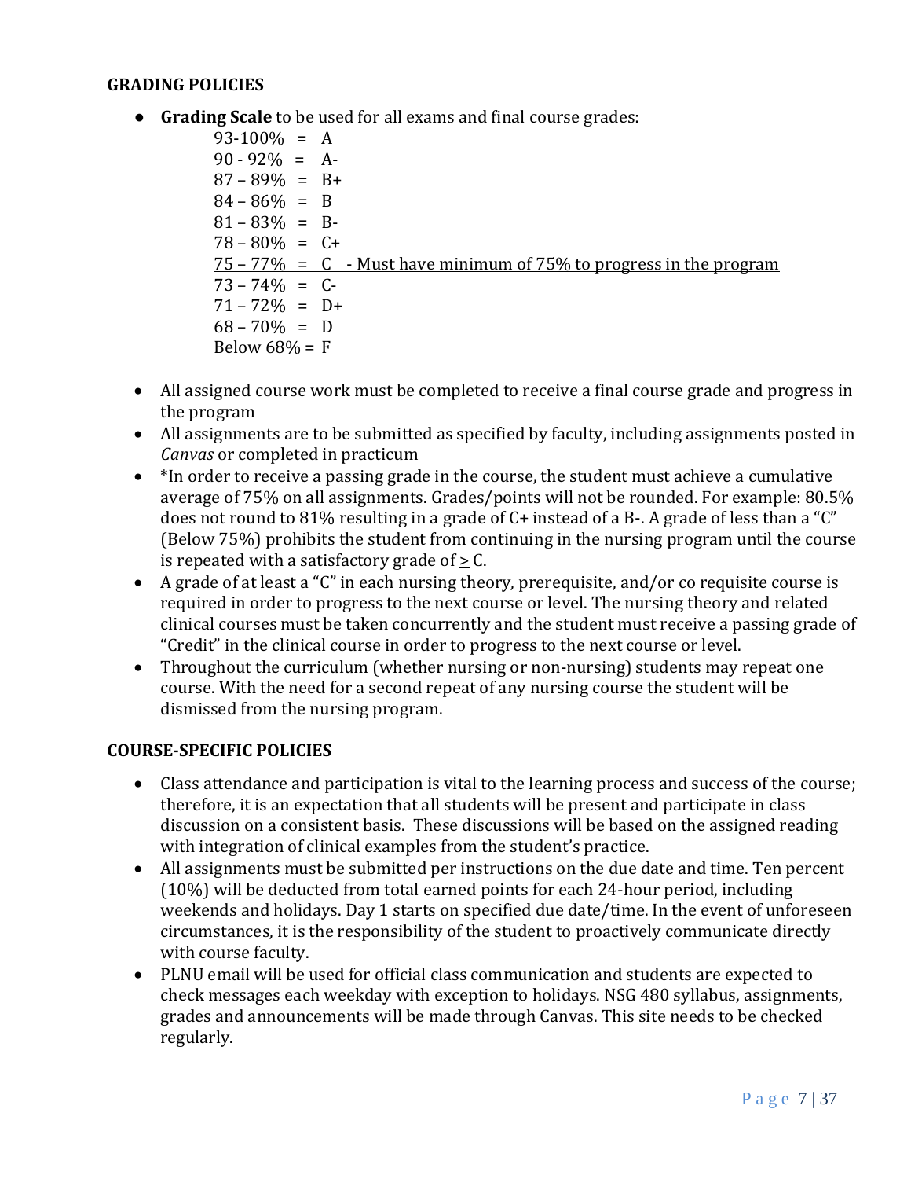## GRADING POLICIES

- **Grading Scale** to be used for all exams and final course grades:
  - 93-100% = A
  - 90 - 92% = A-
  - 87 – 89% = B+
  - 84 – 86% = B
  - 81 – 83% = B-
  - 78 – 80% = C+
  - <u>75 – 77% = C - Must have minimum of 75% to progress in the program</u>
  - 73 – 74% = C-
  - 71 – 72% = D+
  - 68 – 70% = D
  - Below 68% = F
- All assigned course work must be completed to receive a final course grade and progress in the program
- All assignments are to be submitted as specified by faculty, including assignments posted in *Canvas* or completed in practicum
- *In order to receive a passing grade in the course, the student must achieve a cumulative average of 75% on all assignments. Grades/points will not be rounded. For example: 80.5% does not round to 81% resulting in a grade of C+ instead of a B-. A grade of less than a "C" (Below 75%) prohibits the student from continuing in the nursing program until the course is repeated with a satisfactory grade of ≥ C.
- A grade of at least a "C" in each nursing theory, prerequisite, and/or co requisite course is required in order to progress to the next course or level. The nursing theory and related clinical courses must be taken concurrently and the student must receive a passing grade of "Credit" in the clinical course in order to progress to the next course or level.
- Throughout the curriculum (whether nursing or non-nursing) students may repeat one course. With the need for a second repeat of any nursing course the student will be dismissed from the nursing program.

## COURSE-SPECIFIC POLICIES

- Class attendance and participation is vital to the learning process and success of the course; therefore, it is an expectation that all students will be present and participate in class discussion on a consistent basis. These discussions will be based on the assigned reading with integration of clinical examples from the student's practice.
- All assignments must be submitted <u>per instructions</u> on the due date and time. Ten percent (10%) will be deducted from total earned points for each 24-hour period, including weekends and holidays. Day 1 starts on specified due date/time. In the event of unforeseen circumstances, it is the responsibility of the student to proactively communicate directly with course faculty.
- PLNU email will be used for official class communication and students are expected to check messages each weekday with exception to holidays. NSG 480 syllabus, assignments, grades and announcements will be made through Canvas. This site needs to be checked regularly.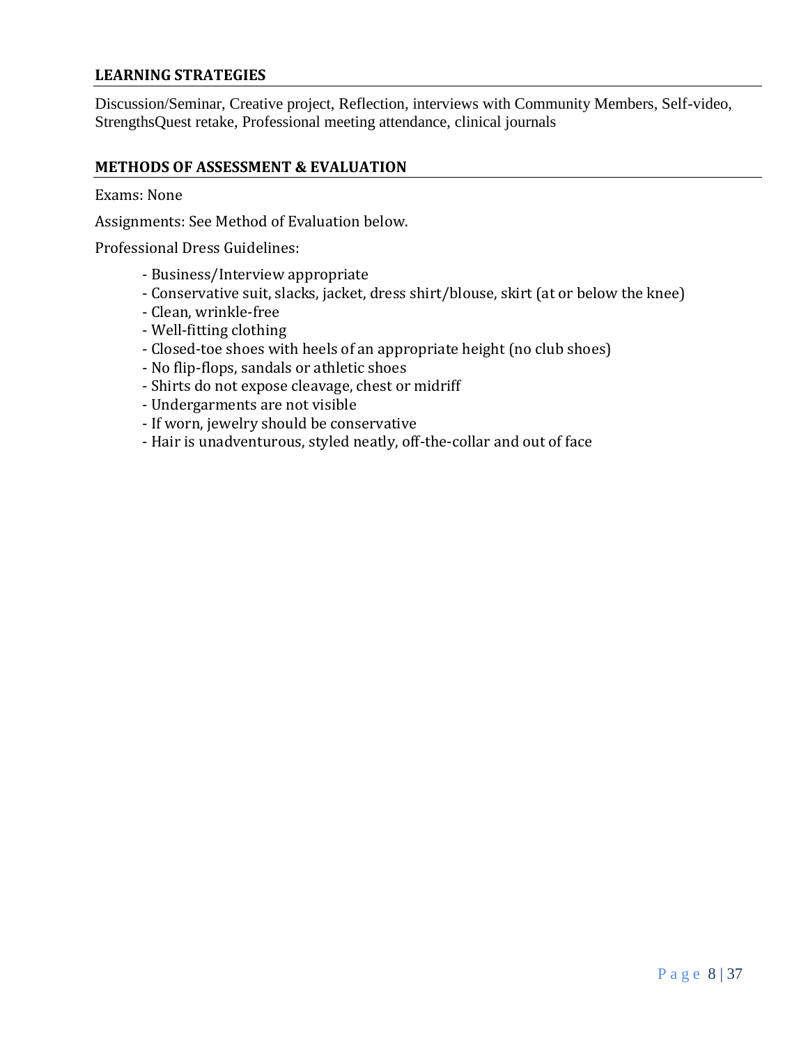## LEARNING STRATEGIES

Discussion/Seminar, Creative project, Reflection, interviews with Community Members, Self-video, StrengthsQuest retake, Professional meeting attendance, clinical journals

## METHODS OF ASSESSMENT & EVALUATION

Exams: None

Assignments: See Method of Evaluation below.

Professional Dress Guidelines:

- Business/Interview appropriate
- Conservative suit, slacks, jacket, dress shirt/blouse, skirt (at or below the knee)
- Clean, wrinkle-free
- Well-fitting clothing
- Closed-toe shoes with heels of an appropriate height (no club shoes)
- No flip-flops, sandals or athletic shoes
- Shirts do not expose cleavage, chest or midriff
- Undergarments are not visible
- If worn, jewelry should be conservative
- Hair is unadventurous, styled neatly, off-the-collar and out of face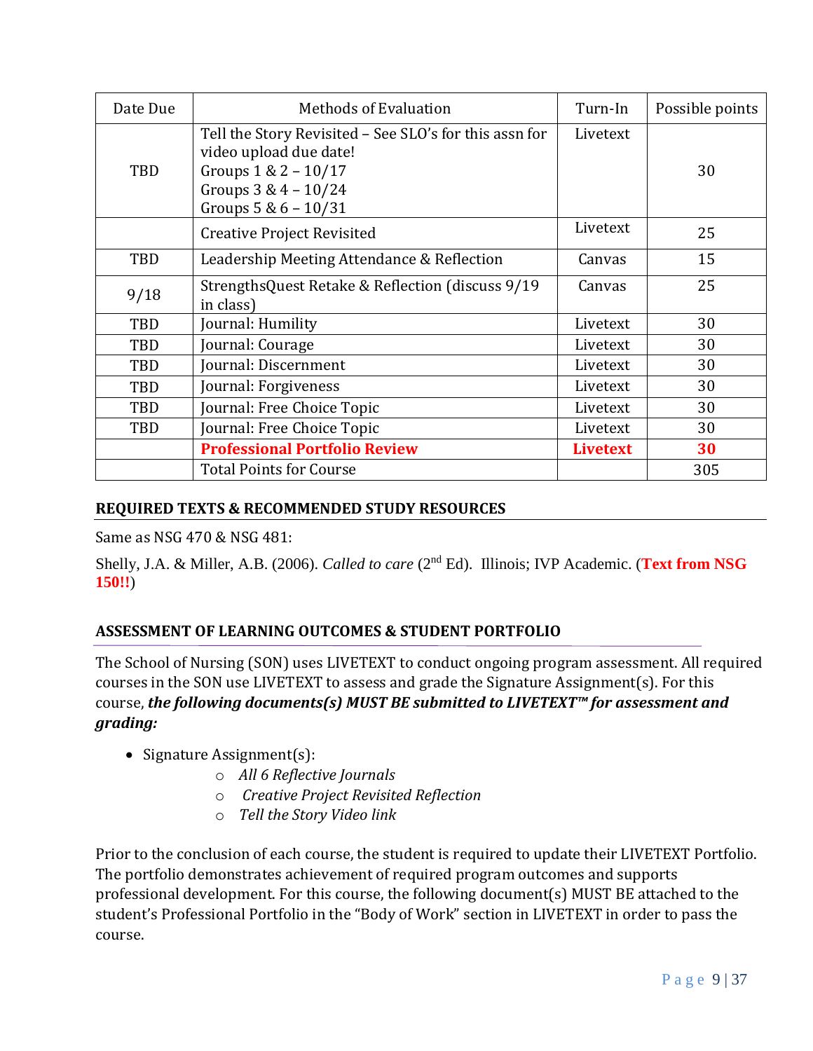| Date Due | Methods of Evaluation | Turn-In | Possible points |
|---|---|---|---|
| TBD | Tell the Story Revisited – See SLO's for this assn for video upload due date!<br>Groups 1 & 2 – 10/17<br>Groups 3 & 4 – 10/24<br>Groups 5 & 6 – 10/31 | Livetext | 30 |
| | Creative Project Revisited | Livetext | 25 |
| TBD | Leadership Meeting Attendance & Reflection | Canvas | 15 |
| 9/18 | StrengthsQuest Retake & Reflection (discuss 9/19 in class) | Canvas | 25 |
| TBD | Journal: Humility | Livetext | 30 |
| TBD | Journal: Courage | Livetext | 30 |
| TBD | Journal: Discernment | Livetext | 30 |
| TBD | Journal: Forgiveness | Livetext | 30 |
| TBD | Journal: Free Choice Topic | Livetext | 30 |
| TBD | Journal: Free Choice Topic | Livetext | 30 |
| | **Professional Portfolio Review** | **Livetext** | **30** |
| | Total Points for Course | | 305 |

## REQUIRED TEXTS & RECOMMENDED STUDY RESOURCES

Same as NSG 470 & NSG 481:

Shelly, J.A. & Miller, A.B. (2006). *Called to care* (2nd Ed). Illinois; IVP Academic. (**Text from NSG 150!!**)

## ASSESSMENT OF LEARNING OUTCOMES & STUDENT PORTFOLIO

The School of Nursing (SON) uses LIVETEXT to conduct ongoing program assessment. All required courses in the SON use LIVETEXT to assess and grade the Signature Assignment(s). For this course, ***the following documents(s) MUST BE submitted to LIVETEXT™ for assessment and grading:***

- Signature Assignment(s):
  - *All 6 Reflective Journals*
  - *Creative Project Revisited Reflection*
  - *Tell the Story Video link*

Prior to the conclusion of each course, the student is required to update their LIVETEXT Portfolio. The portfolio demonstrates achievement of required program outcomes and supports professional development. For this course, the following document(s) MUST BE attached to the student's Professional Portfolio in the "Body of Work" section in LIVETEXT in order to pass the course.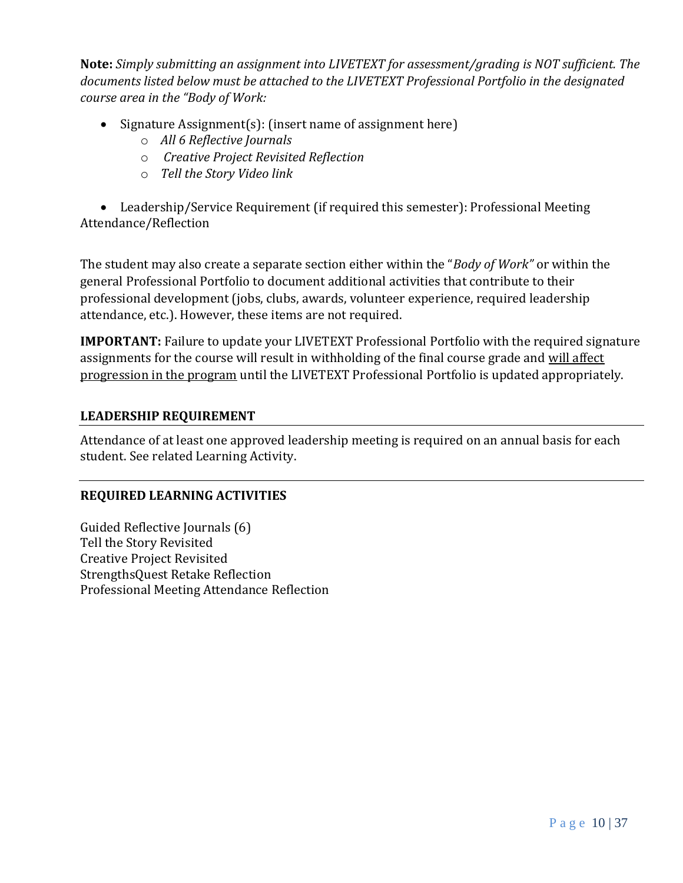**Note:** *Simply submitting an assignment into LIVETEXT for assessment/grading is NOT sufficient. The documents listed below must be attached to the LIVETEXT Professional Portfolio in the designated course area in the "Body of Work:*

- Signature Assignment(s): (insert name of assignment here)
  - *All 6 Reflective Journals*
  - *Creative Project Revisited Reflection*
  - *Tell the Story Video link*

- Leadership/Service Requirement (if required this semester): Professional Meeting Attendance/Reflection

The student may also create a separate section either within the "*Body of Work"* or within the general Professional Portfolio to document additional activities that contribute to their professional development (jobs, clubs, awards, volunteer experience, required leadership attendance, etc.). However, these items are not required.

**IMPORTANT:** Failure to update your LIVETEXT Professional Portfolio with the required signature assignments for the course will result in withholding of the final course grade and <u>will affect progression in the program</u> until the LIVETEXT Professional Portfolio is updated appropriately.

## LEADERSHIP REQUIREMENT

Attendance of at least one approved leadership meeting is required on an annual basis for each student. See related Learning Activity.

## REQUIRED LEARNING ACTIVITIES

Guided Reflective Journals (6)
Tell the Story Revisited
Creative Project Revisited
StrengthsQuest Retake Reflection
Professional Meeting Attendance Reflection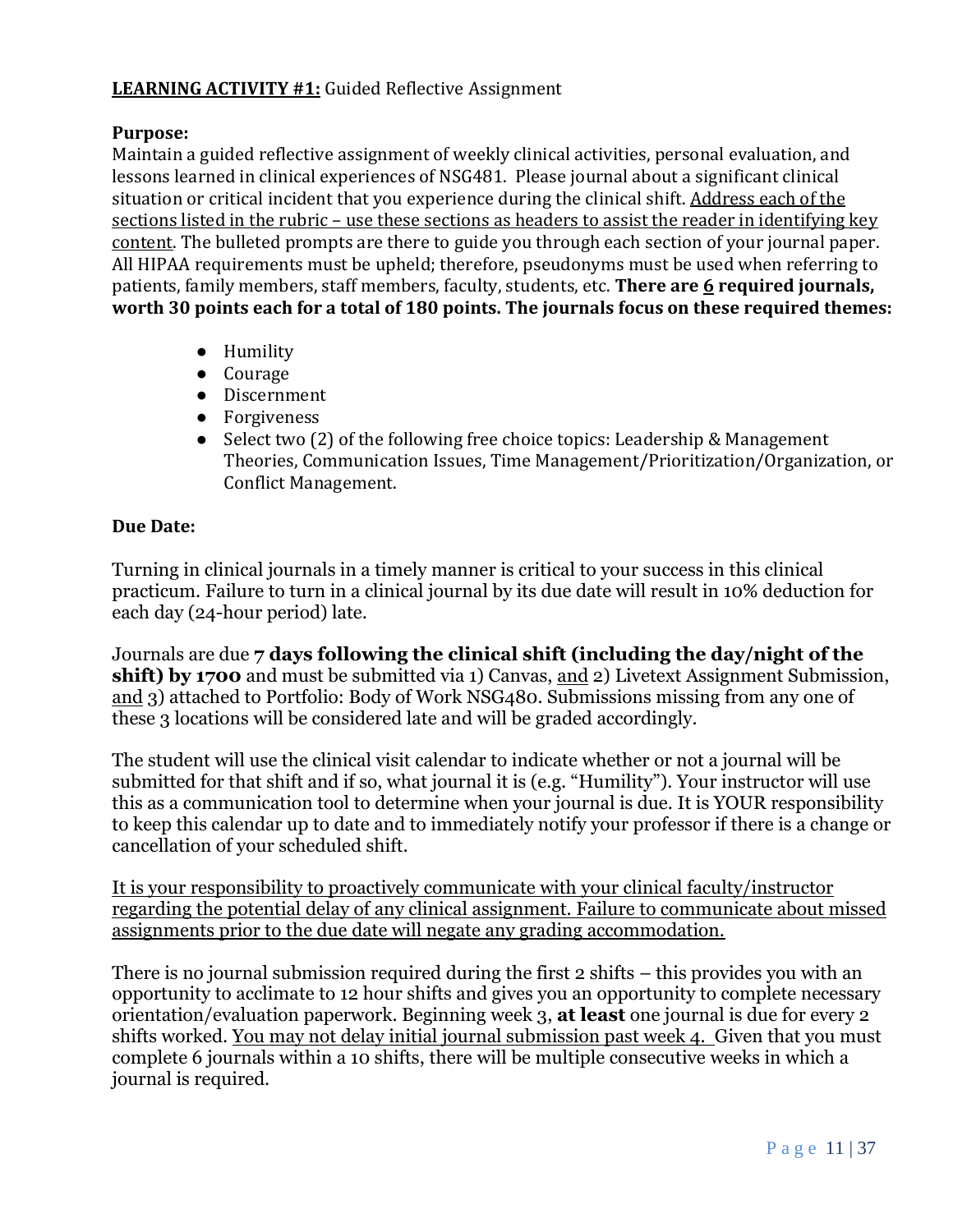**LEARNING ACTIVITY #1:** Guided Reflective Assignment

**Purpose:**
Maintain a guided reflective assignment of weekly clinical activities, personal evaluation, and lessons learned in clinical experiences of NSG481. Please journal about a significant clinical situation or critical incident that you experience during the clinical shift. Address each of the sections listed in the rubric – use these sections as headers to assist the reader in identifying key content. The bulleted prompts are there to guide you through each section of your journal paper. All HIPAA requirements must be upheld; therefore, pseudonyms must be used when referring to patients, family members, staff members, faculty, students, etc. **There are 6 required journals, worth 30 points each for a total of 180 points. The journals focus on these required themes:**

- Humility
- Courage
- Discernment
- Forgiveness
- Select two (2) of the following free choice topics: Leadership & Management Theories, Communication Issues, Time Management/Prioritization/Organization, or Conflict Management.

**Due Date:**

Turning in clinical journals in a timely manner is critical to your success in this clinical practicum. Failure to turn in a clinical journal by its due date will result in 10% deduction for each day (24-hour period) late.

Journals are due **7 days following the clinical shift (including the day/night of the shift) by 1700** and must be submitted via 1) Canvas, and 2) Livetext Assignment Submission, and 3) attached to Portfolio: Body of Work NSG480. Submissions missing from any one of these 3 locations will be considered late and will be graded accordingly.

The student will use the clinical visit calendar to indicate whether or not a journal will be submitted for that shift and if so, what journal it is (e.g. "Humility"). Your instructor will use this as a communication tool to determine when your journal is due. It is YOUR responsibility to keep this calendar up to date and to immediately notify your professor if there is a change or cancellation of your scheduled shift.

It is your responsibility to proactively communicate with your clinical faculty/instructor regarding the potential delay of any clinical assignment. Failure to communicate about missed assignments prior to the due date will negate any grading accommodation.

There is no journal submission required during the first 2 shifts – this provides you with an opportunity to acclimate to 12 hour shifts and gives you an opportunity to complete necessary orientation/evaluation paperwork. Beginning week 3, **at least** one journal is due for every 2 shifts worked. You may not delay initial journal submission past week 4. Given that you must complete 6 journals within a 10 shifts, there will be multiple consecutive weeks in which a journal is required.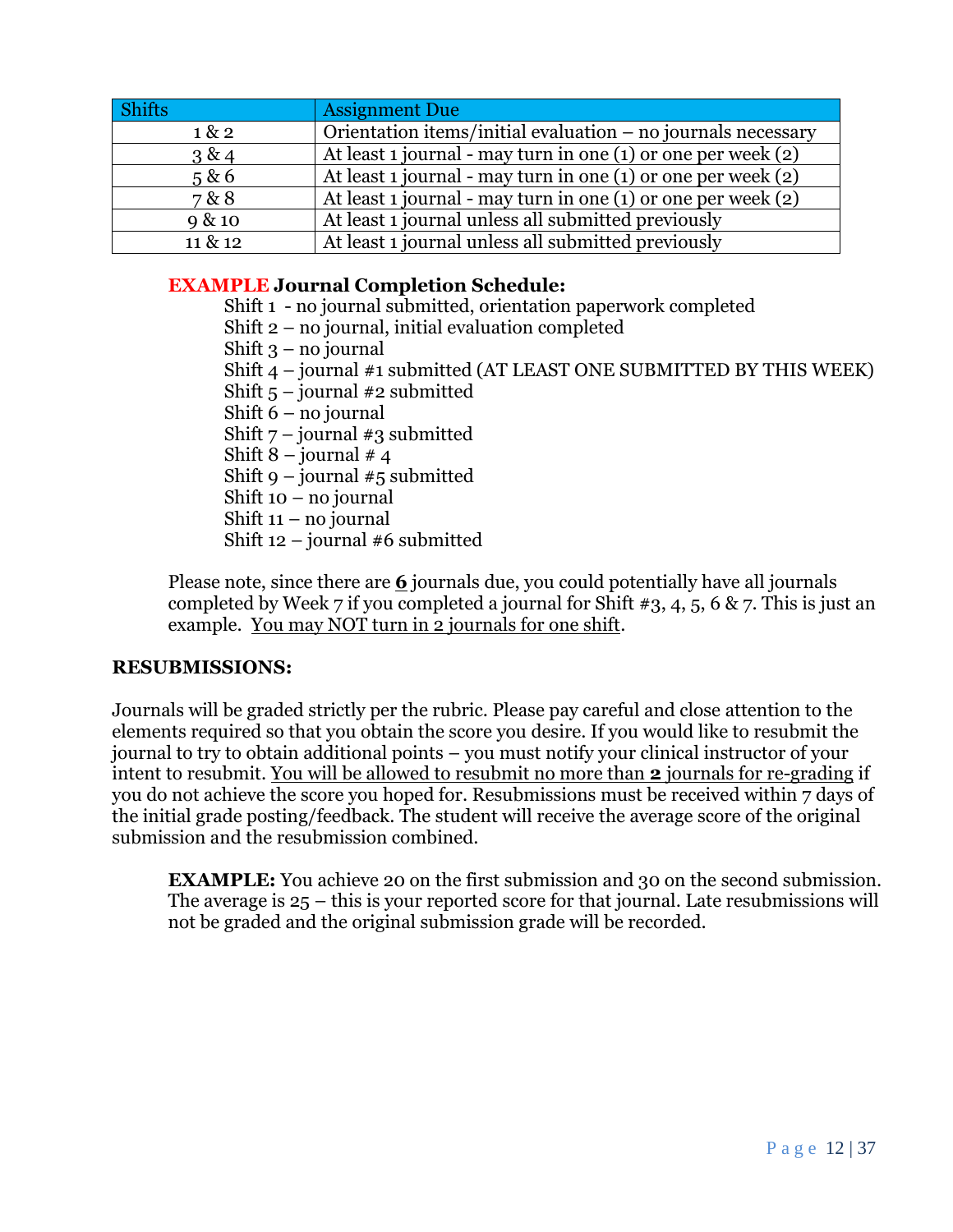| Shifts | Assignment Due |
|---|---|
| 1 & 2 | Orientation items/initial evaluation – no journals necessary |
| 3 & 4 | At least 1 journal - may turn in one (1) or one per week (2) |
| 5 & 6 | At least 1 journal - may turn in one (1) or one per week (2) |
| 7 & 8 | At least 1 journal - may turn in one (1) or one per week (2) |
| 9 & 10 | At least 1 journal unless all submitted previously |
| 11 & 12 | At least 1 journal unless all submitted previously |

**EXAMPLE Journal Completion Schedule:**

Shift 1 - no journal submitted, orientation paperwork completed
Shift 2 – no journal, initial evaluation completed
Shift 3 – no journal
Shift 4 – journal #1 submitted (AT LEAST ONE SUBMITTED BY THIS WEEK)
Shift 5 – journal #2 submitted
Shift 6 – no journal
Shift 7 – journal #3 submitted
Shift 8 – journal # 4
Shift 9 – journal #5 submitted
Shift 10 – no journal
Shift 11 – no journal
Shift 12 – journal #6 submitted

Please note, since there are **6** journals due, you could potentially have all journals completed by Week 7 if you completed a journal for Shift #3, 4, 5, 6 & 7. This is just an example. You may NOT turn in 2 journals for one shift.

**RESUBMISSIONS:**

Journals will be graded strictly per the rubric. Please pay careful and close attention to the elements required so that you obtain the score you desire. If you would like to resubmit the journal to try to obtain additional points – you must notify your clinical instructor of your intent to resubmit. You will be allowed to resubmit no more than **2** journals for re-grading if you do not achieve the score you hoped for. Resubmissions must be received within 7 days of the initial grade posting/feedback. The student will receive the average score of the original submission and the resubmission combined.

**EXAMPLE:** You achieve 20 on the first submission and 30 on the second submission. The average is 25 – this is your reported score for that journal. Late resubmissions will not be graded and the original submission grade will be recorded.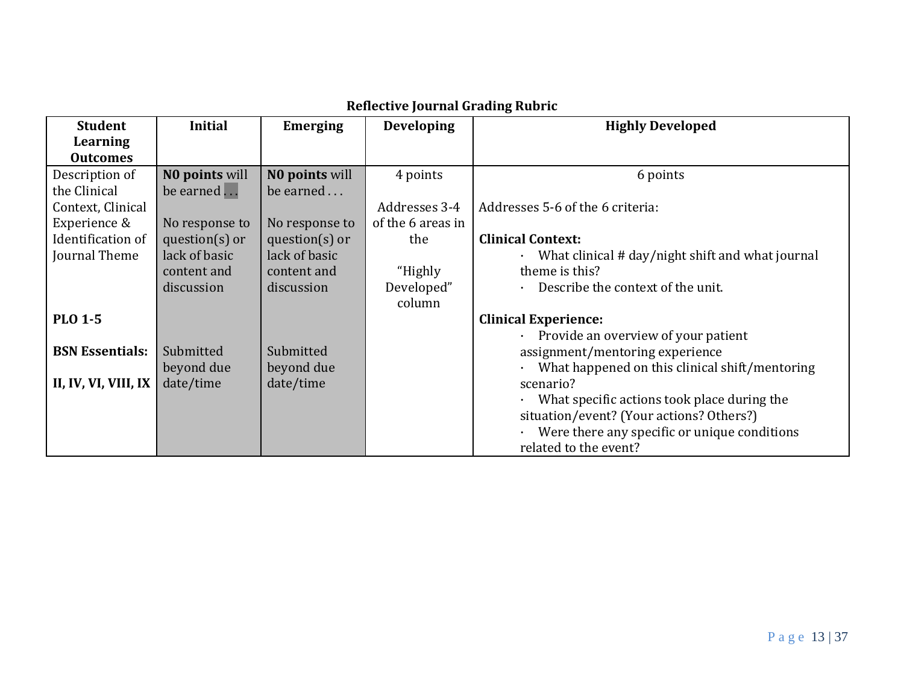**Reflective Journal Grading Rubric**

| Student Learning Outcomes | Initial | Emerging | Developing | Highly Developed |
|---|---|---|---|---|
| Description of the Clinical Context, Clinical Experience & Identification of Journal Theme<br><br>**PLO 1-5**<br><br>**BSN Essentials:**<br><br>**II, IV, VI, VIII, IX** | **N0 points** will be earned . . .<br><br>No response to question(s) or lack of basic content and discussion<br><br>Submitted beyond due date/time | **N0 points** will be earned . . .<br><br>No response to question(s) or lack of basic content and discussion<br><br>Submitted beyond due date/time | 4 points<br><br>Addresses 3-4 of the 6 areas in the "Highly Developed" column | 6 points<br><br>Addresses 5-6 of the 6 criteria:<br><br>**Clinical Context:**<br>· What clinical # day/night shift and what journal theme is this?<br>· Describe the context of the unit.<br><br>**Clinical Experience:**<br>· Provide an overview of your patient assignment/mentoring experience<br>· What happened on this clinical shift/mentoring scenario?<br>· What specific actions took place during the situation/event? (Your actions? Others?)<br>· Were there any specific or unique conditions related to the event? |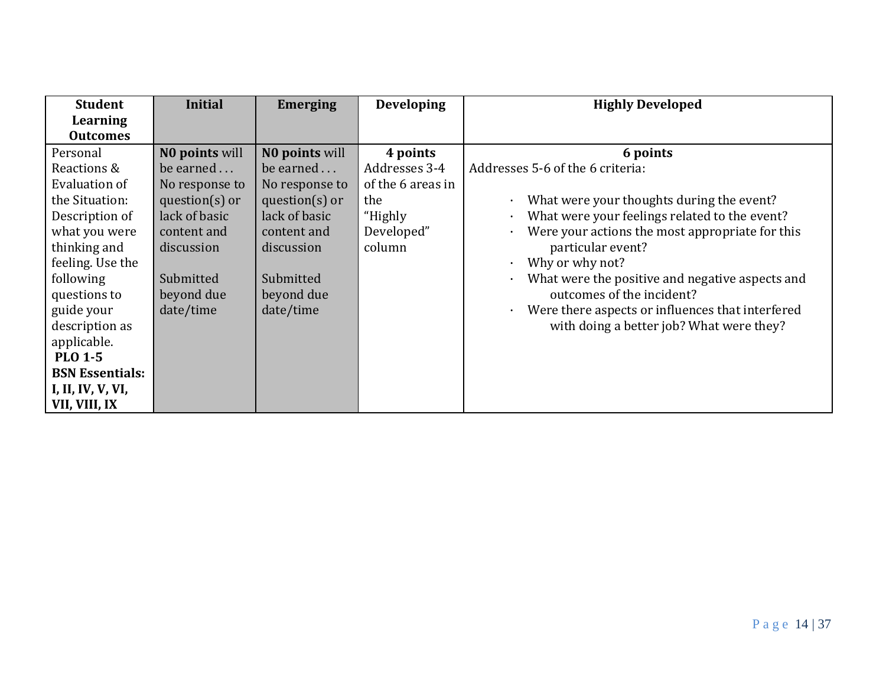| Student Learning Outcomes | Initial | Emerging | Developing | Highly Developed |
|---|---|---|---|---|
| Personal Reactions & Evaluation of the Situation: Description of what you were thinking and feeling. Use the following questions to guide your description as applicable. **PLO 1-5** **BSN Essentials: I, II, IV, V, VI, VII, VIII, IX** | **N0 points** will be earned . . . No response to question(s) or lack of basic content and discussion<br><br>Submitted beyond due date/time | **N0 points** will be earned . . . No response to question(s) or lack of basic content and discussion<br><br>Submitted beyond due date/time | **4 points** Addresses 3-4 of the 6 areas in the "Highly Developed" column | **6 points** Addresses 5-6 of the 6 criteria:<br><br>· What were your thoughts during the event?<br>· What were your feelings related to the event?<br>· Were your actions the most appropriate for this particular event?<br>· Why or why not?<br>· What were the positive and negative aspects and outcomes of the incident?<br>· Were there aspects or influences that interfered with doing a better job? What were they? |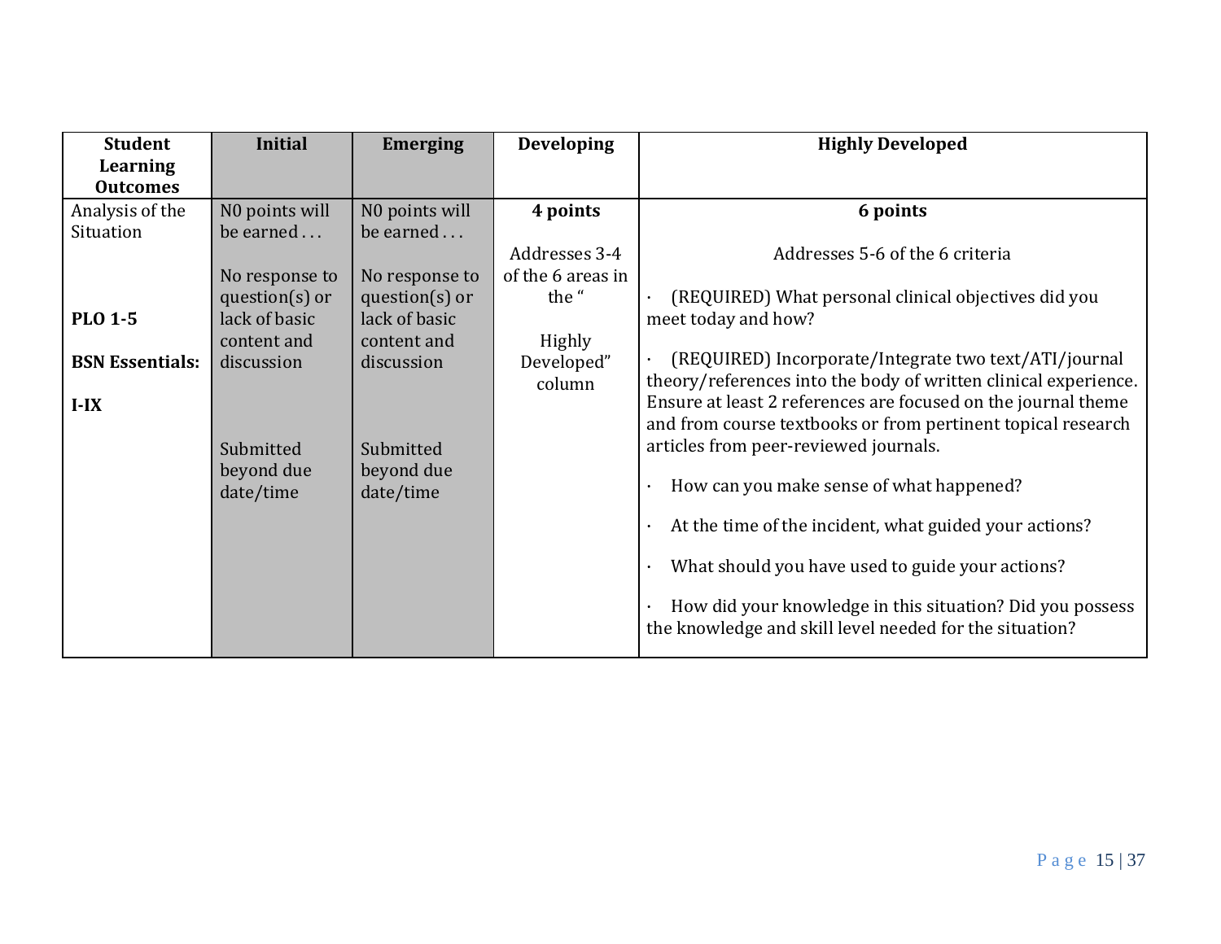| Student Learning Outcomes | Initial | Emerging | Developing | Highly Developed |
| --- | --- | --- | --- | --- |
| Analysis of the Situation<br><br>**PLO 1-5**<br><br>**BSN Essentials:**<br><br>**I-IX** | N0 points will be earned . . .<br><br>No response to question(s) or lack of basic content and discussion<br><br>Submitted beyond due date/time | N0 points will be earned . . .<br><br>No response to question(s) or lack of basic content and discussion<br><br>Submitted beyond due date/time | **4 points**<br><br>Addresses 3-4 of the 6 areas in the "<br><br>Highly Developed" column | **6 points**<br><br>Addresses 5-6 of the 6 criteria<br><br>· (REQUIRED) What personal clinical objectives did you meet today and how?<br><br>· (REQUIRED) Incorporate/Integrate two text/ATI/journal theory/references into the body of written clinical experience. Ensure at least 2 references are focused on the journal theme and from course textbooks or from pertinent topical research articles from peer-reviewed journals.<br><br>· How can you make sense of what happened?<br><br>· At the time of the incident, what guided your actions?<br><br>· What should you have used to guide your actions?<br><br>· How did your knowledge in this situation? Did you possess the knowledge and skill level needed for the situation? |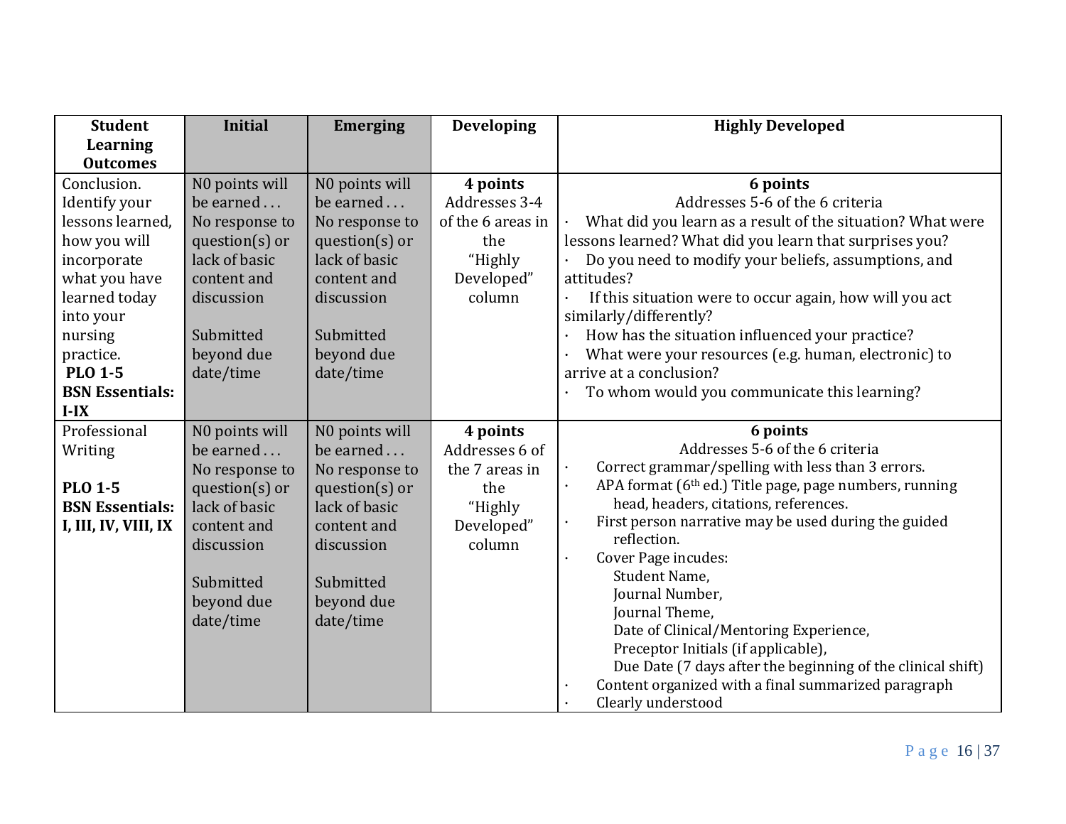| Student Learning Outcomes | Initial | Emerging | Developing | Highly Developed |
| --- | --- | --- | --- | --- |
| Conclusion. Identify your lessons learned, how you will incorporate what you have learned today into your nursing practice.<br>**PLO 1-5**<br>**BSN Essentials: I-IX** | N0 points will be earned . . . No response to question(s) or lack of basic content and discussion<br><br>Submitted beyond due date/time | N0 points will be earned . . . No response to question(s) or lack of basic content and discussion<br><br>Submitted beyond due date/time | **4 points**<br>Addresses 3-4 of the 6 areas in the "Highly Developed" column | **6 points**<br>Addresses 5-6 of the 6 criteria<br>· What did you learn as a result of the situation? What were lessons learned? What did you learn that surprises you?<br>· Do you need to modify your beliefs, assumptions, and attitudes?<br>· If this situation were to occur again, how will you act similarly/differently?<br>· How has the situation influenced your practice?<br>· What were your resources (e.g. human, electronic) to arrive at a conclusion?<br>· To whom would you communicate this learning? |
| Professional Writing<br><br>**PLO 1-5**<br>**BSN Essentials: I, III, IV, VIII, IX** | N0 points will be earned . . . No response to question(s) or lack of basic content and discussion<br><br>Submitted beyond due date/time | N0 points will be earned . . . No response to question(s) or lack of basic content and discussion<br><br>Submitted beyond due date/time | **4 points**<br>Addresses 6 of the 7 areas in the "Highly Developed" column | **6 points**<br>Addresses 5-6 of the 6 criteria<br>· Correct grammar/spelling with less than 3 errors.<br>· APA format (6th ed.) Title page, page numbers, running head, headers, citations, references.<br>· First person narrative may be used during the guided reflection.<br>· Cover Page incudes:<br>Student Name,<br>Journal Number,<br>Journal Theme,<br>Date of Clinical/Mentoring Experience,<br>Preceptor Initials (if applicable),<br>Due Date (7 days after the beginning of the clinical shift)<br>· Content organized with a final summarized paragraph<br>· Clearly understood |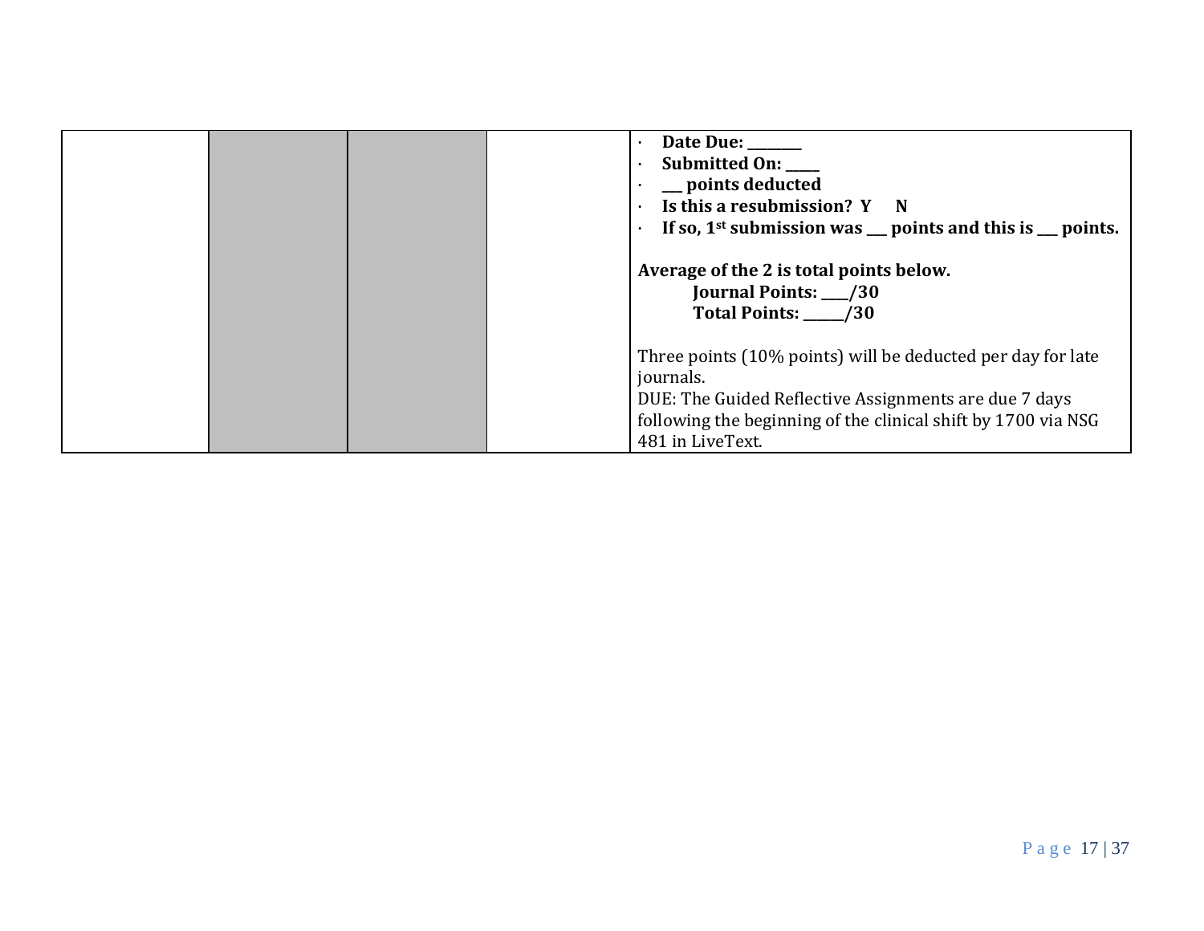| | | | | |
|---|---|---|---|---|
| | | | | · **Date Due: _______**<br>· **Submitted On: _____**<br>· **___ points deducted**<br>· **Is this a resubmission? Y N**<br>· **If so, 1st submission was ___ points and this is ___ points.**<br><br>**Average of the 2 is total points below.**<br>**Journal Points: ____/30**<br>**Total Points: ______/30**<br><br>Three points (10% points) will be deducted per day for late journals.<br>DUE: The Guided Reflective Assignments are due 7 days following the beginning of the clinical shift by 1700 via NSG 481 in LiveText. |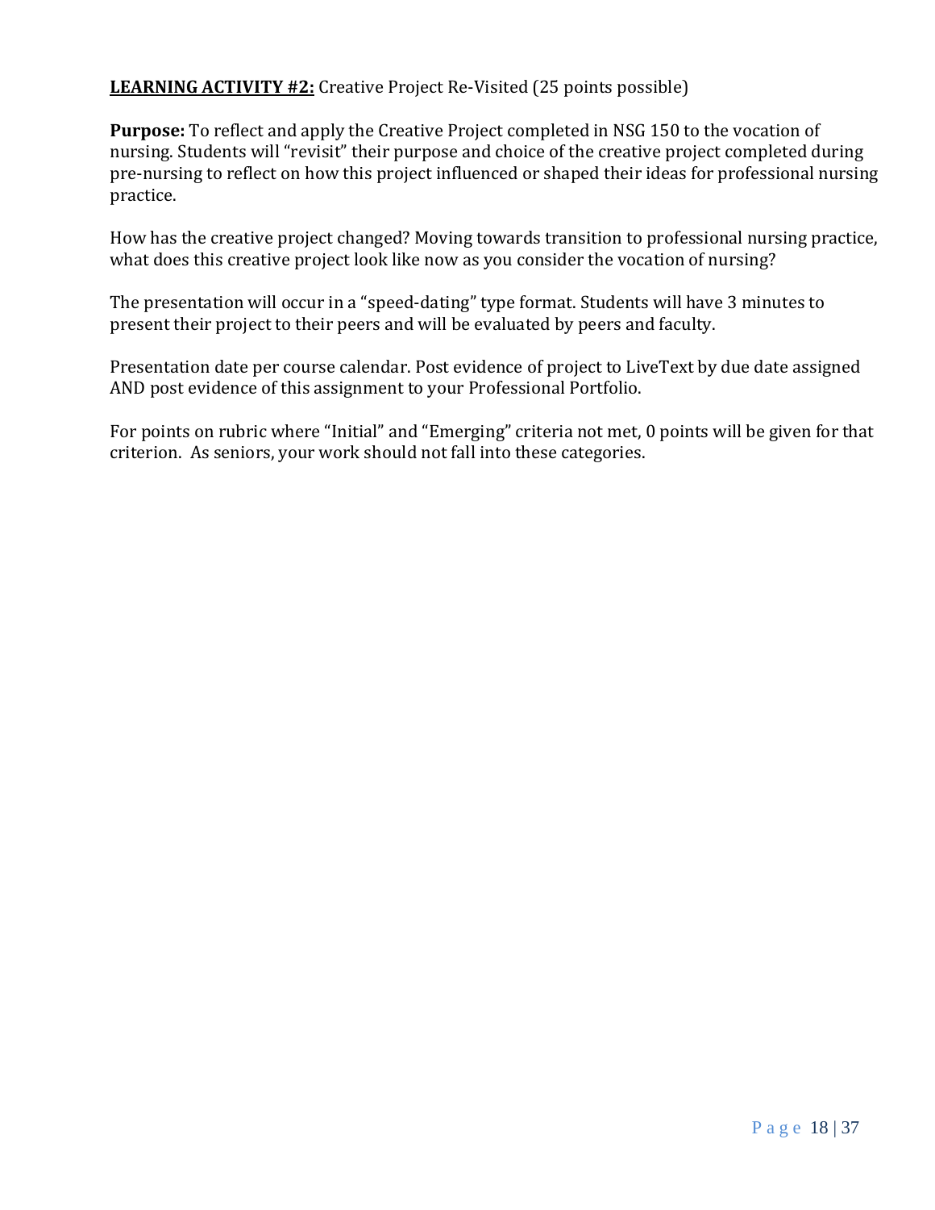**<u>LEARNING ACTIVITY #2:</u>** Creative Project Re-Visited (25 points possible)

**Purpose:** To reflect and apply the Creative Project completed in NSG 150 to the vocation of nursing. Students will "revisit" their purpose and choice of the creative project completed during pre-nursing to reflect on how this project influenced or shaped their ideas for professional nursing practice.

How has the creative project changed? Moving towards transition to professional nursing practice, what does this creative project look like now as you consider the vocation of nursing?

The presentation will occur in a "speed-dating" type format. Students will have 3 minutes to present their project to their peers and will be evaluated by peers and faculty.

Presentation date per course calendar. Post evidence of project to LiveText by due date assigned AND post evidence of this assignment to your Professional Portfolio.

For points on rubric where "Initial" and "Emerging" criteria not met, 0 points will be given for that criterion. As seniors, your work should not fall into these categories.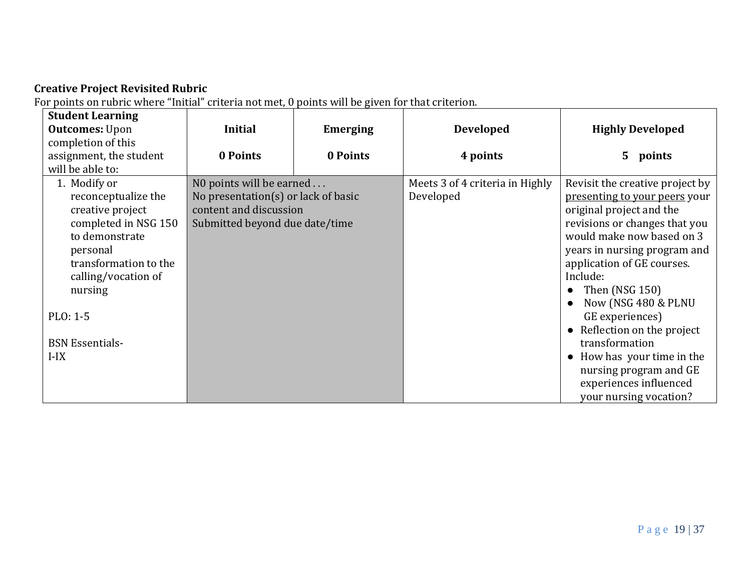**Creative Project Revisited Rubric**

For points on rubric where "Initial" criteria not met, 0 points will be given for that criterion.

| **Student Learning Outcomes:** Upon completion of this assignment, the student will be able to: | **Initial**<br><br>**0 Points** | **Emerging**<br><br>**0 Points** | **Developed**<br><br>**4 points** | **Highly Developed**<br><br>**5 points** |
|---|---|---|---|---|
| 1. Modify or reconceptuaize the creative project completed in NSG 150 to demonstrate personal transformation to the calling/vocation of nursing<br><br>PLO: 1-5<br><br>BSN Essentials-<br>I-IX | N0 points will be earned . . .<br>No presentation(s) or lack of basic content and discussion<br>Submitted beyond due date/time | | Meets 3 of 4 criteria in Highly Developed | Revisit the creative project by <u>presenting to your peers</u> your original project and the revisions or changes that you would make now based on 3 years in nursing program and application of GE courses.<br>Include:<br>● Then (NSG 150)<br>● Now (NSG 480 & PLNU GE experiences)<br>● Reflection on the project transformation<br>● How has your time in the nursing program and GE experiences influenced your nursing vocation? |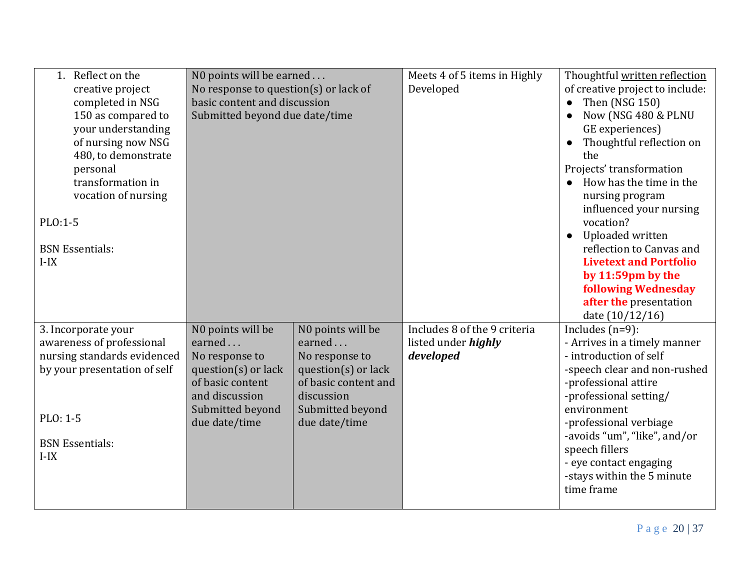| | | | | |
|---|---|---|---|---|
| 1. Reflect on the creative project completed in NSG 150 as compared to your understanding of nursing now NSG 480, to demonstrate personal transformation in vocation of nursing<br><br>PLO:1-5<br><br>BSN Essentials:<br>I-IX | N0 points will be earned . . .<br>No response to question(s) or lack of basic content and discussion<br>Submitted beyond due date/time | | Meets 4 of 5 items in Highly Developed | Thoughtful written reflection of creative project to include:<br>● Then (NSG 150)<br>● Now (NSG 480 & PLNU GE experiences)<br>● Thoughtful reflection on the<br>Projects' transformation<br>● How has the time in the nursing program influenced your nursing vocation?<br>● Uploaded written reflection to Canvas and **Livetext and Portfolio by 11:59pm by the following Wednesday after the** presentation date (10/12/16) |
| 3. Incorporate your awareness of professional nursing standards evidenced by your presentation of self<br><br>PLO: 1-5<br><br>BSN Essentials:<br>I-IX | N0 points will be earned . . .<br>No response to question(s) or lack of basic content and discussion<br>Submitted beyond due date/time | N0 points will be earned . . .<br>No response to question(s) or lack of basic content and discussion<br>Submitted beyond due date/time | Includes 8 of the 9 criteria listed under ***highly developed*** | Includes (n=9):<br>- Arrives in a timely manner<br>- introduction of self<br>-speech clear and non-rushed<br>-professional attire<br>-professional setting/ environment<br>-professional verbiage<br>-avoids "um", "like", and/or speech fillers<br>- eye contact engaging<br>-stays within the 5 minute time frame |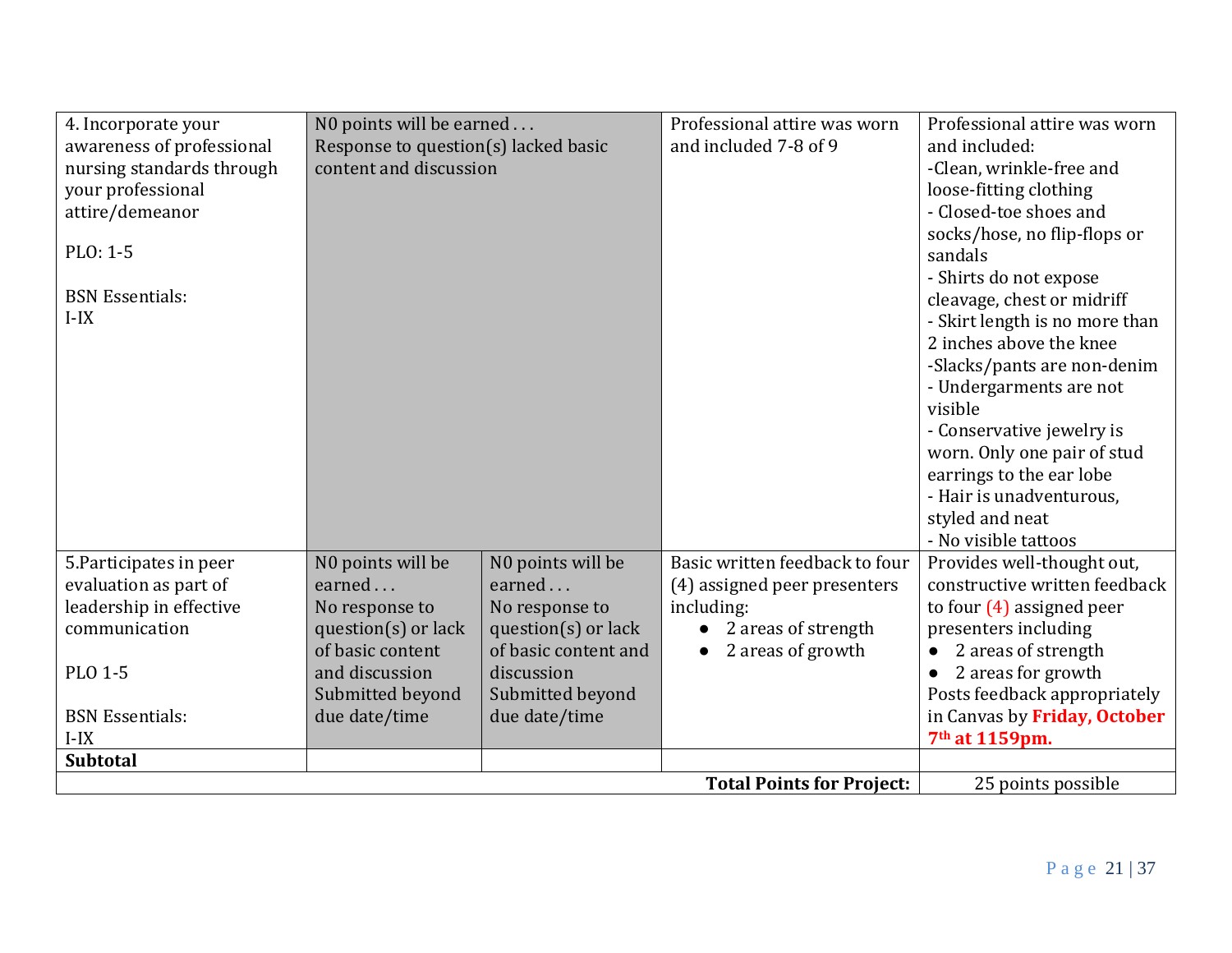| | | | | |
|---|---|---|---|---|
| 4. Incorporate your awareness of professional nursing standards through your professional attire/demeanor<br><br>PLO: 1-5<br><br>BSN Essentials:<br>I-IX | N0 points will be earned . . .<br>Response to question(s) lacked basic content and discussion | | Professional attire was worn and included 7-8 of 9 | Professional attire was worn and included:<br>-Clean, wrinkle-free and loose-fitting clothing<br>- Closed-toe shoes and socks/hose, no flip-flops or sandals<br>- Shirts do not expose cleavage, chest or midriff<br>- Skirt length is no more than 2 inches above the knee<br>-Slacks/pants are non-denim<br>- Undergarments are not visible<br>- Conservative jewelry is worn. Only one pair of stud earrings to the ear lobe<br>- Hair is unadventurous, styled and neat<br>- No visible tattoos |
| 5.Participates in peer evaluation as part of leadership in effective communication<br><br>PLO 1-5<br><br>BSN Essentials:<br>I-IX | N0 points will be earned . . .<br>No response to question(s) or lack of basic content and discussion<br>Submitted beyond due date/time | N0 points will be earned . . .<br>No response to question(s) or lack of basic content and discussion<br>Submitted beyond due date/time | Basic written feedback to four (4) assigned peer presenters including:<br>● 2 areas of strength<br>● 2 areas of growth | Provides well-thought out, constructive written feedback to four (4) assigned peer presenters including<br>● 2 areas of strength<br>● 2 areas for growth<br>Posts feedback appropriately in Canvas by **Friday, October 7th at 1159pm.** |
| **Subtotal** | | | | |
| | | | **Total Points for Project:** | 25 points possible |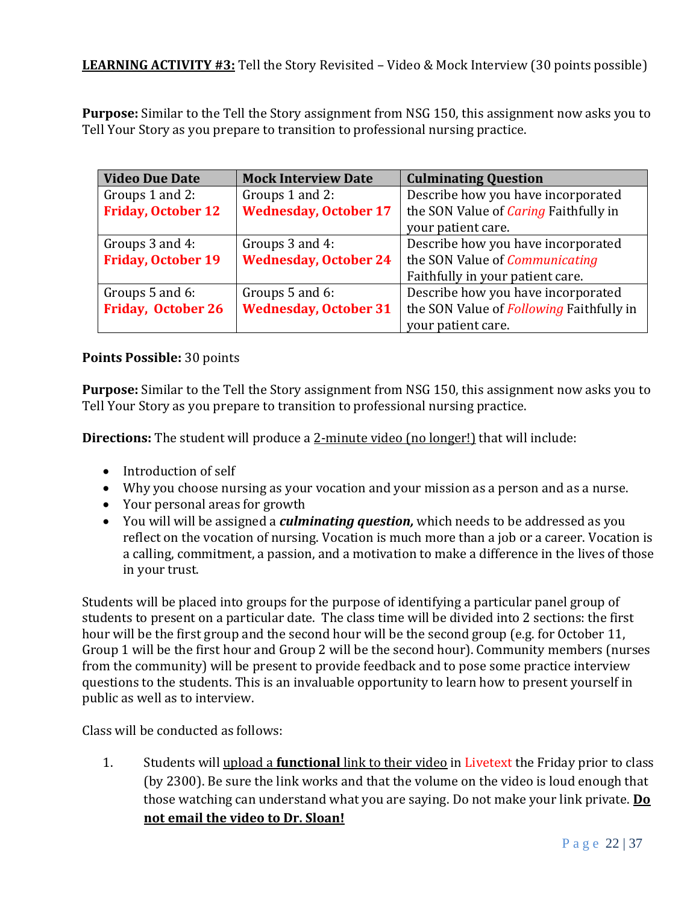**LEARNING ACTIVITY #3:** Tell the Story Revisited – Video & Mock Interview (30 points possible)

**Purpose:** Similar to the Tell the Story assignment from NSG 150, this assignment now asks you to Tell Your Story as you prepare to transition to professional nursing practice.

| Video Due Date | Mock Interview Date | Culminating Question |
|---|---|---|
| Groups 1 and 2: **Friday, October 12** | Groups 1 and 2: **Wednesday, October 17** | Describe how you have incorporated the SON Value of *Caring* Faithfully in your patient care. |
| Groups 3 and 4: **Friday, October 19** | Groups 3 and 4: **Wednesday, October 24** | Describe how you have incorporated the SON Value of *Communicating* Faithfully in your patient care. |
| Groups 5 and 6: **Friday, October 26** | Groups 5 and 6: **Wednesday, October 31** | Describe how you have incorporated the SON Value of *Following* Faithfully in your patient care. |

**Points Possible:** 30 points

**Purpose:** Similar to the Tell the Story assignment from NSG 150, this assignment now asks you to Tell Your Story as you prepare to transition to professional nursing practice.

**Directions:** The student will produce a 2-minute video (no longer!) that will include:

- Introduction of self
- Why you choose nursing as your vocation and your mission as a person and as a nurse.
- Your personal areas for growth
- You will will be assigned a ***culminating question,*** which needs to be addressed as you reflect on the vocation of nursing. Vocation is much more than a job or a career. Vocation is a calling, commitment, a passion, and a motivation to make a difference in the lives of those in your trust.

Students will be placed into groups for the purpose of identifying a particular panel group of students to present on a particular date. The class time will be divided into 2 sections: the first hour will be the first group and the second hour will be the second group (e.g. for October 11, Group 1 will be the first hour and Group 2 will be the second hour). Community members (nurses from the community) will be present to provide feedback and to pose some practice interview questions to the students. This is an invaluable opportunity to learn how to present yourself in public as well as to interview.

Class will be conducted as follows:

1. Students will upload a **functional** link to their video in Livetext the Friday prior to class (by 2300). Be sure the link works and that the volume on the video is loud enough that those watching can understand what you are saying. Do not make your link private. **Do not email the video to Dr. Sloan!**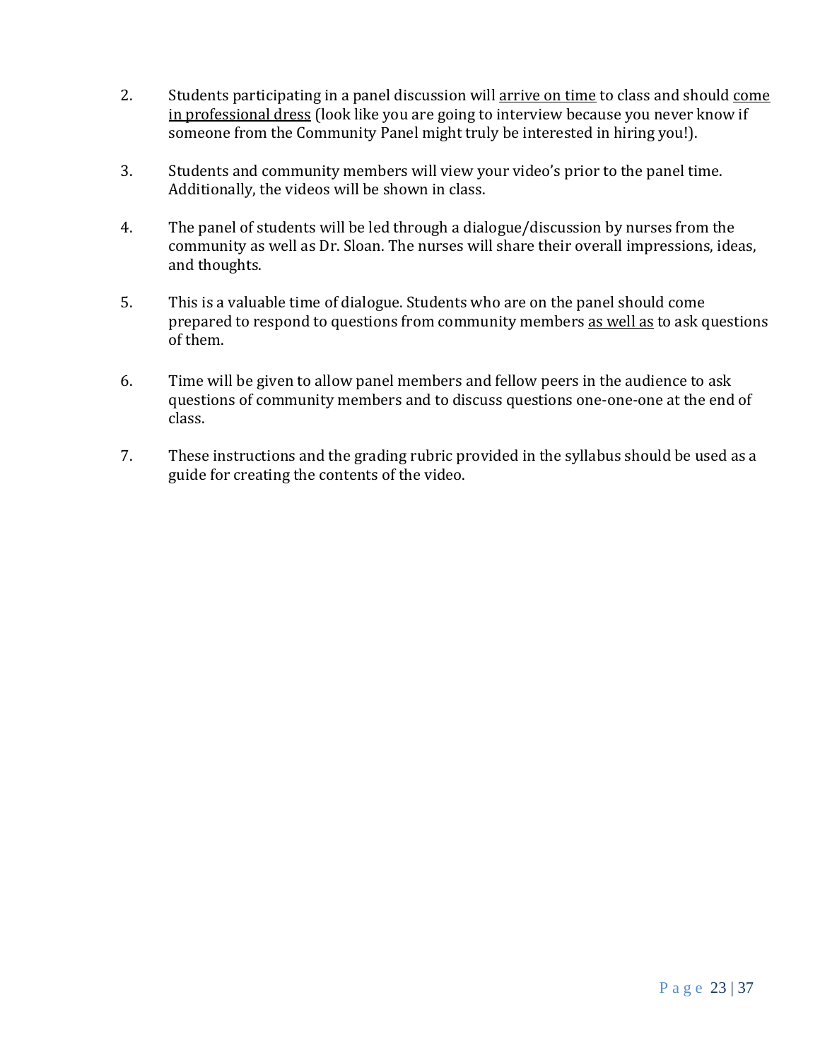2. Students participating in a panel discussion will <u>arrive on time</u> to class and should <u>come in professional dress</u> (look like you are going to interview because you never know if someone from the Community Panel might truly be interested in hiring you!).

3. Students and community members will view your video's prior to the panel time. Additionally, the videos will be shown in class.

4. The panel of students will be led through a dialogue/discussion by nurses from the community as well as Dr. Sloan. The nurses will share their overall impressions, ideas, and thoughts.

5. This is a valuable time of dialogue. Students who are on the panel should come prepared to respond to questions from community members <u>as well as</u> to ask questions of them.

6. Time will be given to allow panel members and fellow peers in the audience to ask questions of community members and to discuss questions one-one-one at the end of class.

7. These instructions and the grading rubric provided in the syllabus should be used as a guide for creating the contents of the video.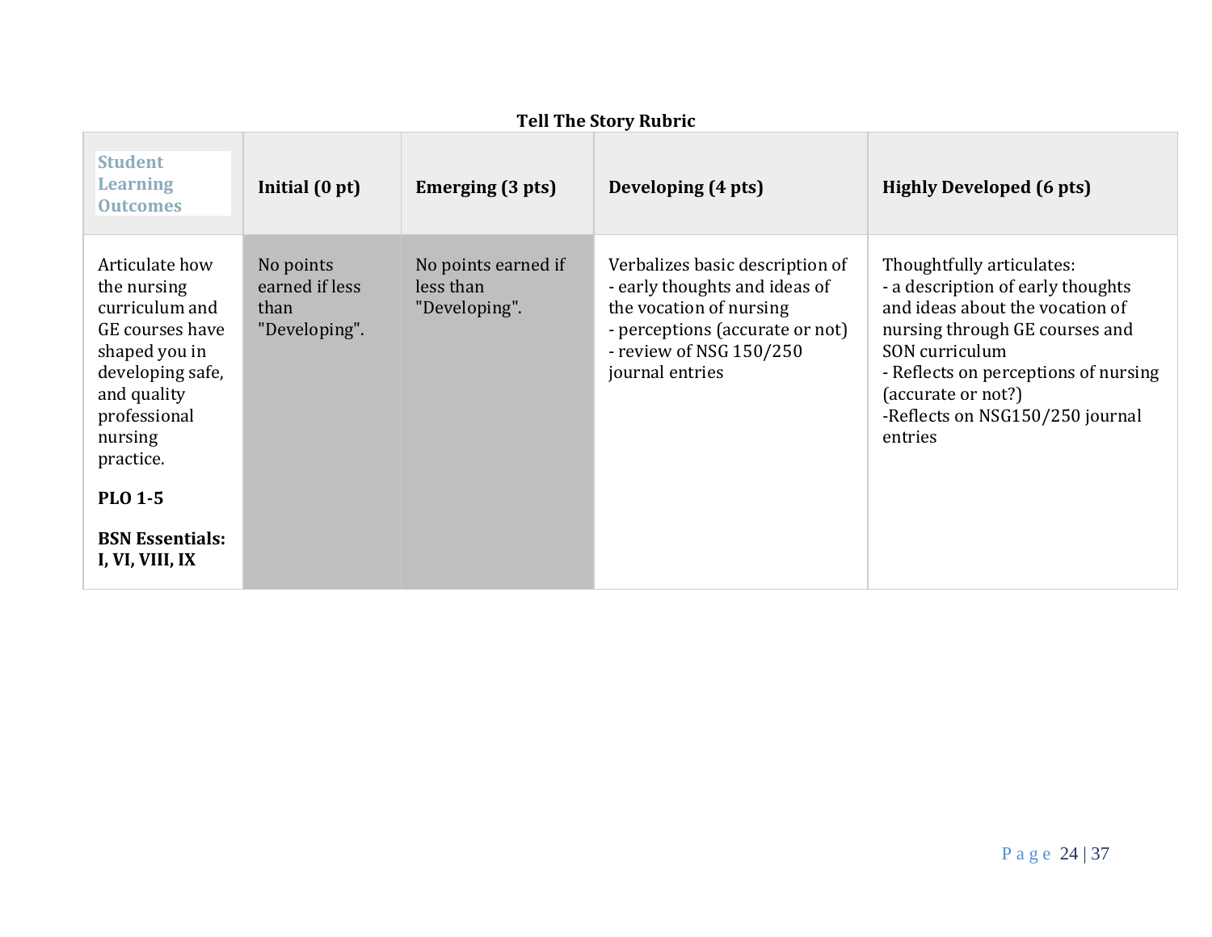**Tell The Story Rubric**

| Student Learning Outcomes | Initial (0 pt) | Emerging (3 pts) | Developing (4 pts) | Highly Developed (6 pts) |
|---|---|---|---|---|
| Articulate how the nursing curriculum and GE courses have shaped you in developing safe, and quality professional nursing practice.<br><br>**PLO 1-5**<br><br>**BSN Essentials: I, VI, VIII, IX** | No points earned if less than "Developing". | No points earned if less than "Developing". | Verbalizes basic description of<br>- early thoughts and ideas of the vocation of nursing<br>- perceptions (accurate or not)<br>- review of NSG 150/250 journal entries | Thoughtfully articulates:<br>- a description of early thoughts and ideas about the vocation of nursing through GE courses and SON curriculum<br>- Reflects on perceptions of nursing (accurate or not?)<br>-Reflects on NSG150/250 journal entries |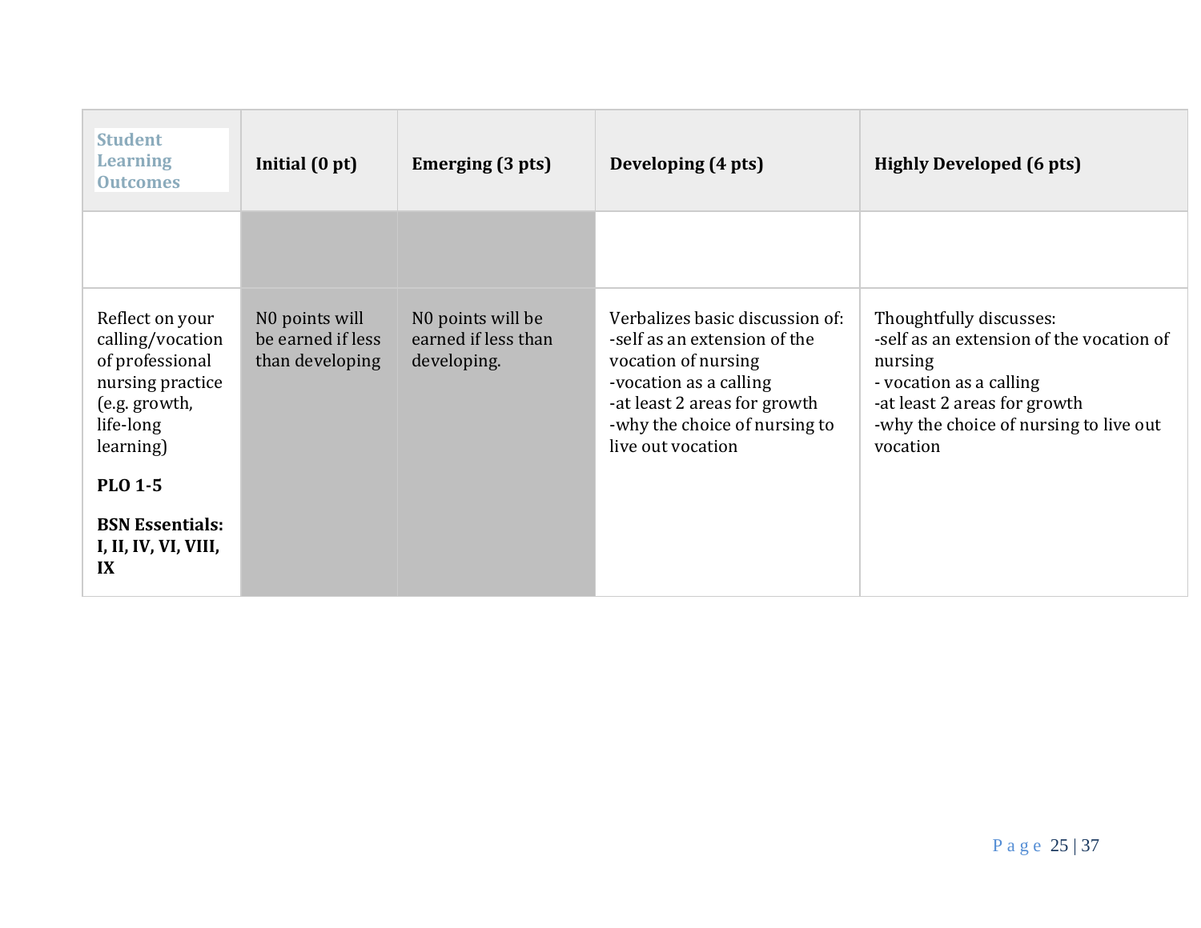| Student Learning Outcomes | Initial (0 pt) | Emerging (3 pts) | Developing (4 pts) | Highly Developed (6 pts) |
|---|---|---|---|---|
| | | | | |
| Reflect on your calling/vocation of professional nursing practice (e.g. growth, life-long learning)<br><br>**PLO 1-5**<br><br>**BSN Essentials: I, II, IV, VI, VIII, IX** | N0 points will be earned if less than developing | N0 points will be earned if less than developing. | Verbalizes basic discussion of:<br>-self as an extension of the vocation of nursing<br>-vocation as a calling<br>-at least 2 areas for growth<br>-why the choice of nursing to live out vocation | Thoughtfully discusses:<br>-self as an extension of the vocation of nursing<br>- vocation as a calling<br>-at least 2 areas for growth<br>-why the choice of nursing to live out vocation |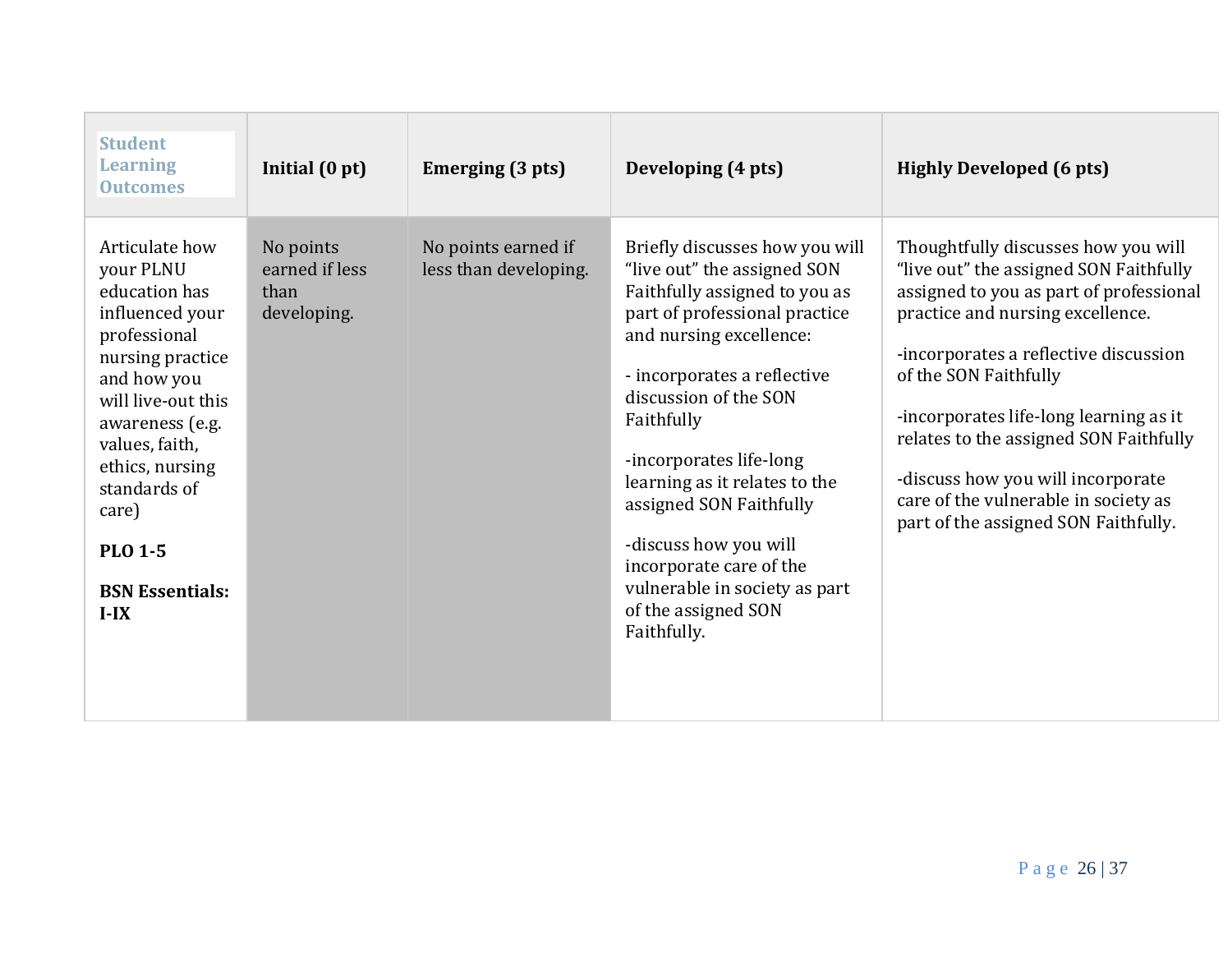| Student Learning Outcomes | Initial (0 pt) | Emerging (3 pts) | Developing (4 pts) | Highly Developed (6 pts) |
|---|---|---|---|---|
| Articulate how your PLNU education has influenced your professional nursing practice and how you will live-out this awareness (e.g. values, faith, ethics, nursing standards of care)<br><br>**PLO 1-5**<br><br>**BSN Essentials: I-IX** | No points earned if less than developing. | No points earned if less than developing. | Briefly discusses how you will "live out" the assigned SON Faithfully assigned to you as part of professional practice and nursing excellence:<br><br>- incorporates a reflective discussion of the SON Faithfully<br><br>-incorporates life-long learning as it relates to the assigned SON Faithfully<br><br>-discuss how you will incorporate care of the vulnerable in society as part of the assigned SON Faithfully. | Thoughtfully discusses how you will "live out" the assigned SON Faithfully assigned to you as part of professional practice and nursing excellence.<br><br>-incorporates a reflective discussion of the SON Faithfully<br><br>-incorporates life-long learning as it relates to the assigned SON Faithfully<br><br>-discuss how you will incorporate care of the vulnerable in society as part of the assigned SON Faithfully. |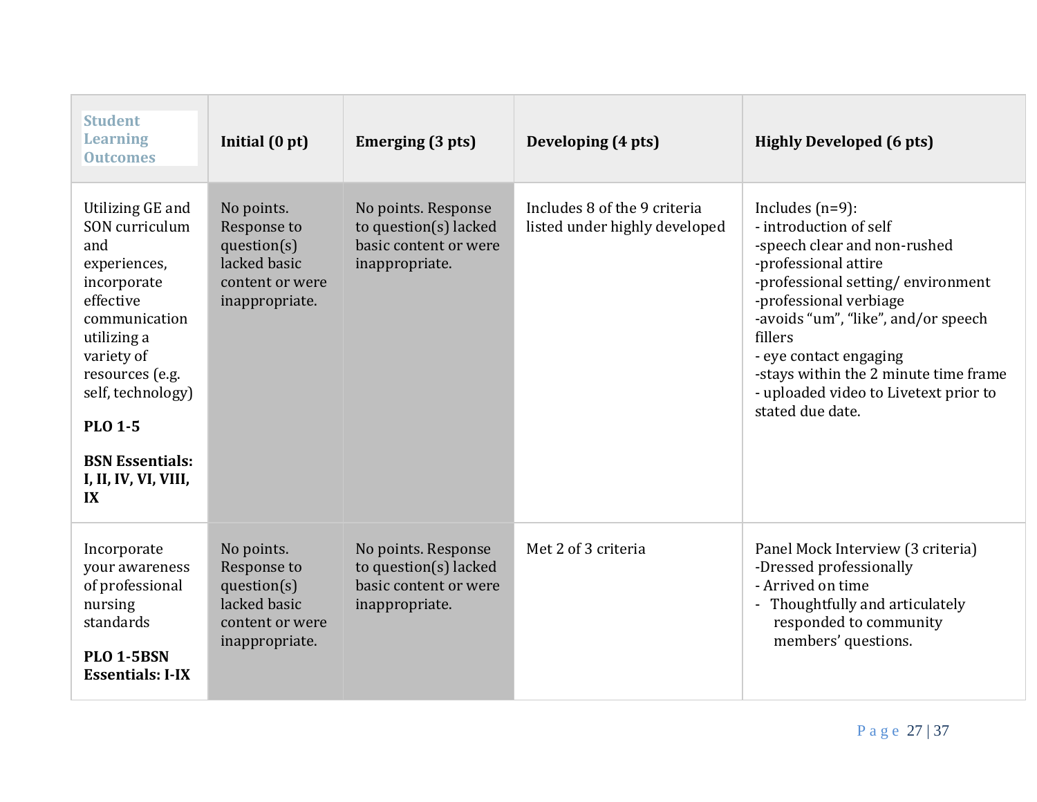| Student Learning Outcomes | Initial (0 pt) | Emerging (3 pts) | Developing (4 pts) | Highly Developed (6 pts) |
| --- | --- | --- | --- | --- |
| Utilizing GE and SON curriculum and experiences, incorporate effective communication utilizing a variety of resources (e.g. self, technology)<br><br>**PLO 1-5**<br><br>**BSN Essentials: I, II, IV, VI, VIII, IX** | No points. Response to question(s) lacked basic content or were inappropriate. | No points. Response to question(s) lacked basic content or were inappropriate. | Includes 8 of the 9 criteria listed under highly developed | Includes (n=9):<br>- introduction of self<br>-speech clear and non-rushed<br>-professional attire<br>-professional setting/ environment<br>-professional verbiage<br>-avoids “um”, “like”, and/or speech fillers<br>- eye contact engaging<br>-stays within the 2 minute time frame<br>- uploaded video to Livetext prior to stated due date. |
| Incorporate your awareness of professional nursing standards<br><br>**PLO 1-5BSN Essentials: I-IX** | No points. Response to question(s) lacked basic content or were inappropriate. | No points. Response to question(s) lacked basic content or were inappropriate. | Met 2 of 3 criteria | Panel Mock Interview (3 criteria)<br>-Dressed professionally<br>- Arrived on time<br>- Thoughtfully and articulately responded to community members’ questions. |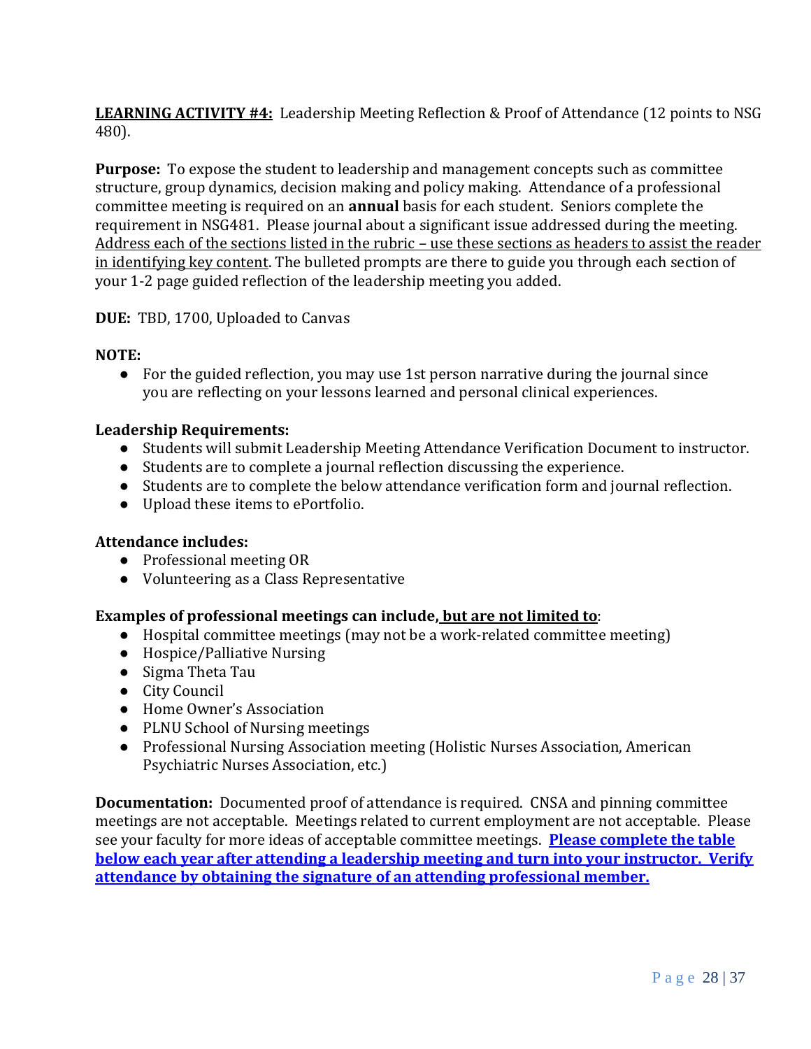**<u>LEARNING ACTIVITY #4:</u>** Leadership Meeting Reflection & Proof of Attendance (12 points to NSG 480).

**Purpose:** To expose the student to leadership and management concepts such as committee structure, group dynamics, decision making and policy making. Attendance of a professional committee meeting is required on an **annual** basis for each student. Seniors complete the requirement in NSG481. Please journal about a significant issue addressed during the meeting. <u>Address each of the sections listed in the rubric – use these sections as headers to assist the reader in identifying key content</u>. The bulleted prompts are there to guide you through each section of your 1-2 page guided reflection of the leadership meeting you added.

**DUE:** TBD, 1700, Uploaded to Canvas

**NOTE:**

- For the guided reflection, you may use 1st person narrative during the journal since you are reflecting on your lessons learned and personal clinical experiences.

**Leadership Requirements:**

- Students will submit Leadership Meeting Attendance Verification Document to instructor.
- Students are to complete a journal reflection discussing the experience.
- Students are to complete the below attendance verification form and journal reflection.
- Upload these items to ePortfolio.

**Attendance includes:**

- Professional meeting OR
- Volunteering as a Class Representative

**Examples of professional meetings can include, <u>but are not limited to</u>**:

- Hospital committee meetings (may not be a work-related committee meeting)
- Hospice/Palliative Nursing
- Sigma Theta Tau
- City Council
- Home Owner's Association
- PLNU School of Nursing meetings
- Professional Nursing Association meeting (Holistic Nurses Association, American Psychiatric Nurses Association, etc.)

**Documentation:** Documented proof of attendance is required. CNSA and pinning committee meetings are not acceptable. Meetings related to current employment are not acceptable. Please see your faculty for more ideas of acceptable committee meetings. **<u>Please complete the table below each year after attending a leadership meeting and turn into your instructor. Verify attendance by obtaining the signature of an attending professional member.</u>**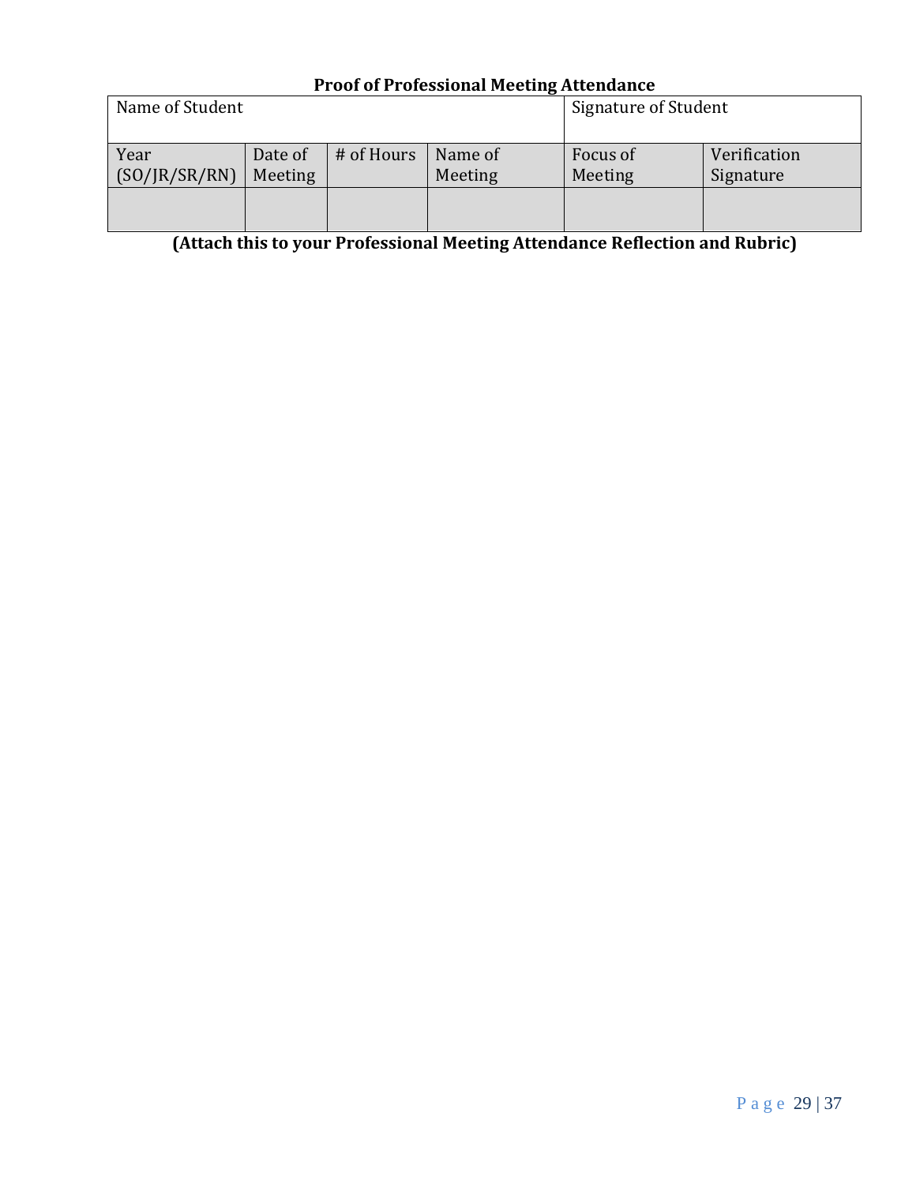**Proof of Professional Meeting Attendance**

| Name of Student | | | | Signature of Student | |
|---|---|---|---|---|---|
| Year (SO/JR/SR/RN) | Date of Meeting | # of Hours | Name of Meeting | Focus of Meeting | Verification Signature |
| | | | | | |

**(Attach this to your Professional Meeting Attendance Reflection and Rubric)**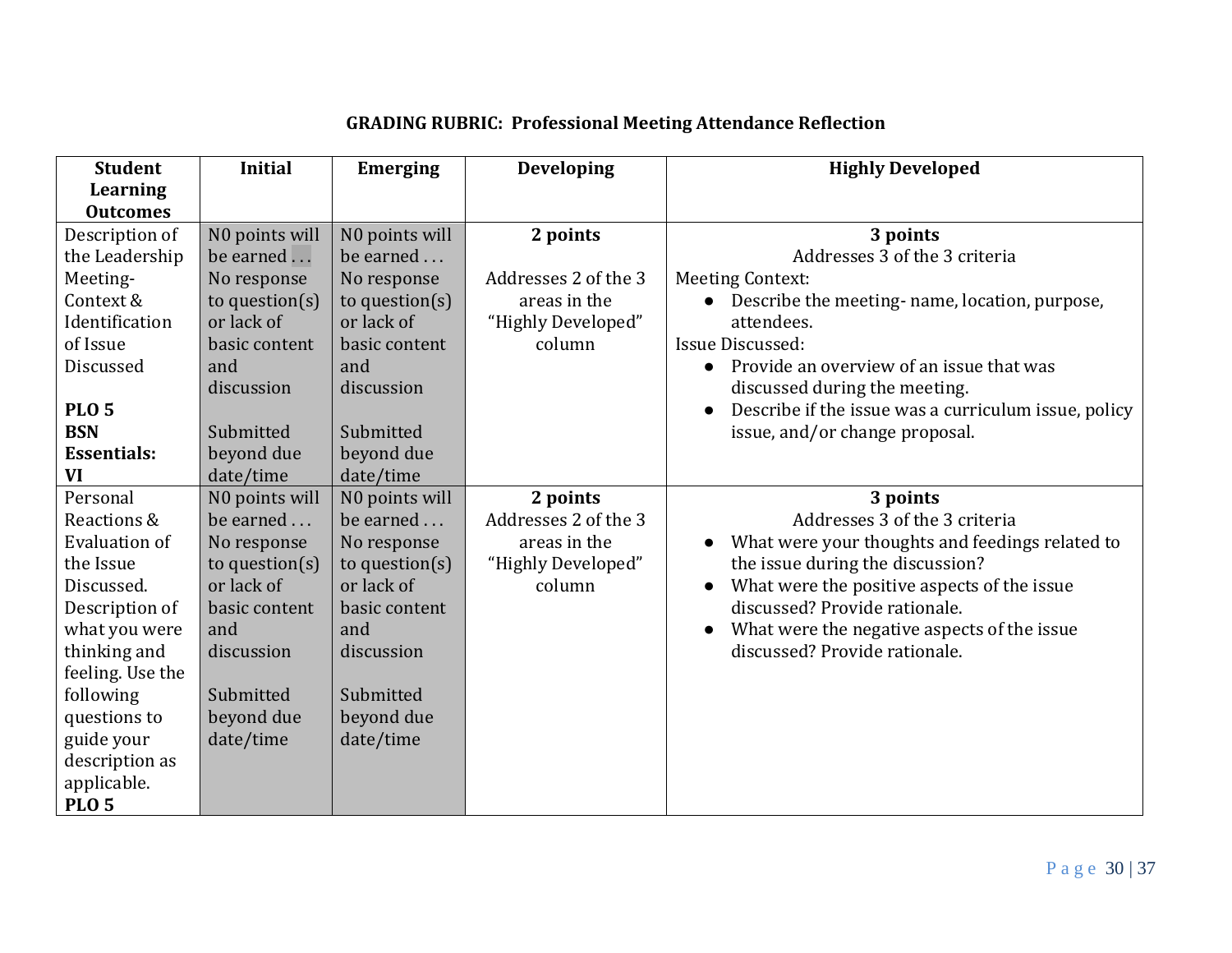**GRADING RUBRIC: Professional Meeting Attendance Reflection**

| **Student Learning Outcomes** | **Initial** | **Emerging** | **Developing** | **Highly Developed** |
|---|---|---|---|---|
| Description of the Leadership Meeting-Context & Identification of Issue Discussed<br><br>**PLO 5**<br>**BSN Essentials: VI** | N0 points will be earned . . . No response to question(s) or lack of basic content and discussion<br><br>Submitted beyond due date/time | N0 points will be earned . . . No response to question(s) or lack of basic content and discussion<br><br>Submitted beyond due date/time | **2 points**<br><br>Addresses 2 of the 3 areas in the "Highly Developed" column | **3 points**<br>Addresses 3 of the 3 criteria<br>Meeting Context:<br>● Describe the meeting- name, location, purpose, attendees.<br>Issue Discussed:<br>● Provide an overview of an issue that was discussed during the meeting.<br>● Describe if the issue was a curriculum issue, policy issue, and/or change proposal. |
| Personal Reactions & Evaluation of the Issue Discussed. Description of what you were thinking and feeling. Use the following questions to guide your description as applicable.<br>**PLO 5** | N0 points will be earned . . . No response to question(s) or lack of basic content and discussion<br><br>Submitted beyond due date/time | N0 points will be earned . . . No response to question(s) or lack of basic content and discussion<br><br>Submitted beyond due date/time | **2 points**<br>Addresses 2 of the 3 areas in the "Highly Developed" column | **3 points**<br>Addresses 3 of the 3 criteria<br>● What were your thoughts and feedings related to the issue during the discussion?<br>● What were the positive aspects of the issue discussed? Provide rationale.<br>● What were the negative aspects of the issue discussed? Provide rationale. |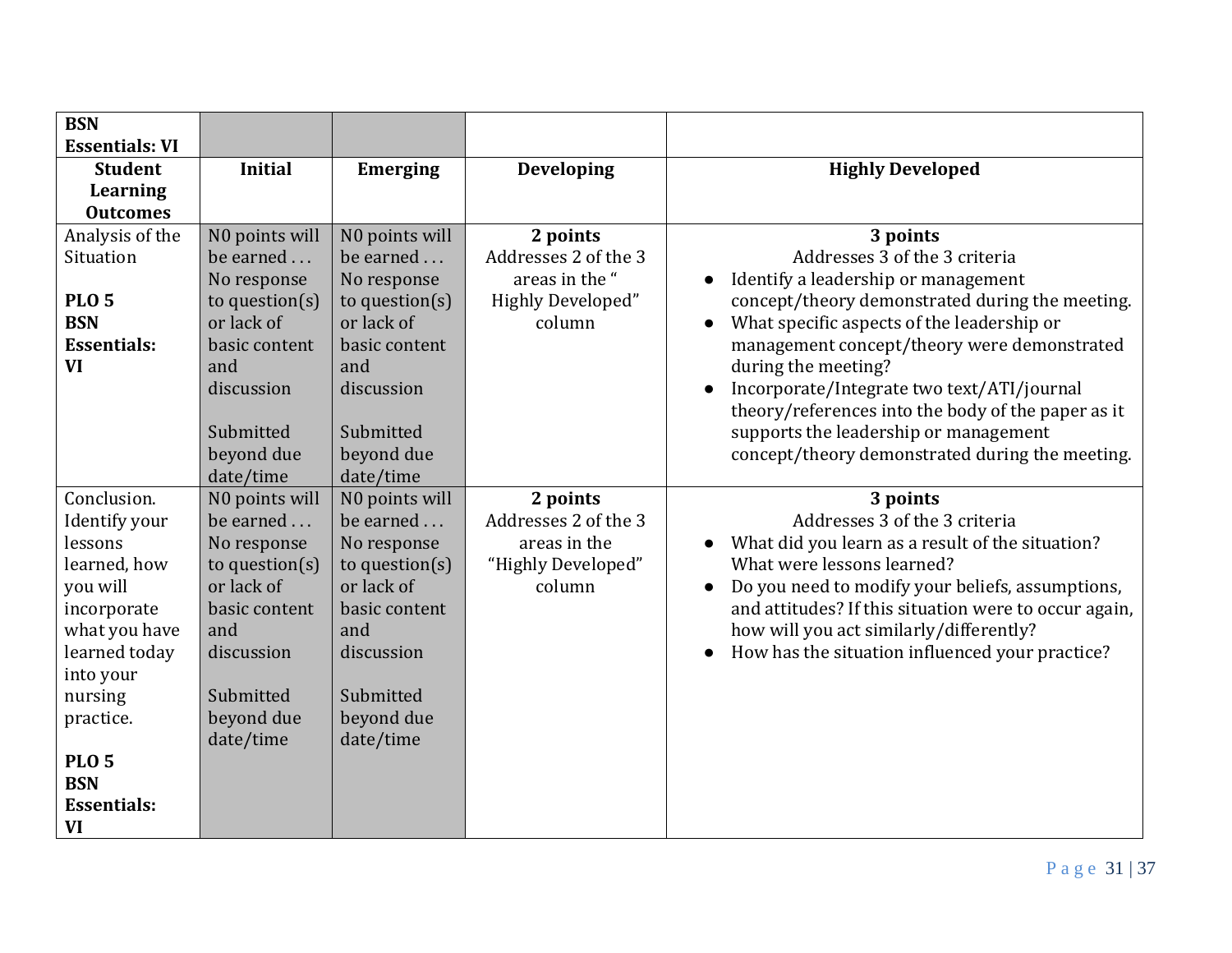| **BSN Essentials: VI** | | | | |
|---|---|---|---|---|
| **Student Learning Outcomes** | **Initial** | **Emerging** | **Developing** | **Highly Developed** |
| Analysis of the Situation<br><br>**PLO 5**<br>**BSN Essentials: VI** | N0 points will be earned . . . No response to question(s) or lack of basic content and discussion<br><br>Submitted beyond due date/time | N0 points will be earned . . . No response to question(s) or lack of basic content and discussion<br><br>Submitted beyond due date/time | **2 points**<br>Addresses 2 of the 3 areas in the " Highly Developed" column | **3 points**<br>Addresses 3 of the 3 criteria<br>● Identify a leadership or management concept/theory demonstrated during the meeting.<br>● What specific aspects of the leadership or management concept/theory were demonstrated during the meeting?<br>● Incorporate/Integrate two text/ATI/journal theory/references into the body of the paper as it supports the leadership or management concept/theory demonstrated during the meeting. |
| Conclusion. Identify your lessons learned, how you will incorporate what you have learned today into your nursing practice.<br><br>**PLO 5**<br>**BSN Essentials: VI** | N0 points will be earned . . . No response to question(s) or lack of basic content and discussion<br><br>Submitted beyond due date/time | N0 points will be earned . . . No response to question(s) or lack of basic content and discussion<br><br>Submitted beyond due date/time | **2 points**<br>Addresses 2 of the 3 areas in the "Highly Developed" column | **3 points**<br>Addresses 3 of the 3 criteria<br>● What did you learn as a result of the situation? What were lessons learned?<br>● Do you need to modify your beliefs, assumptions, and attitudes? If this situation were to occur again, how will you act similarly/differently?<br>● How has the situation influenced your practice? |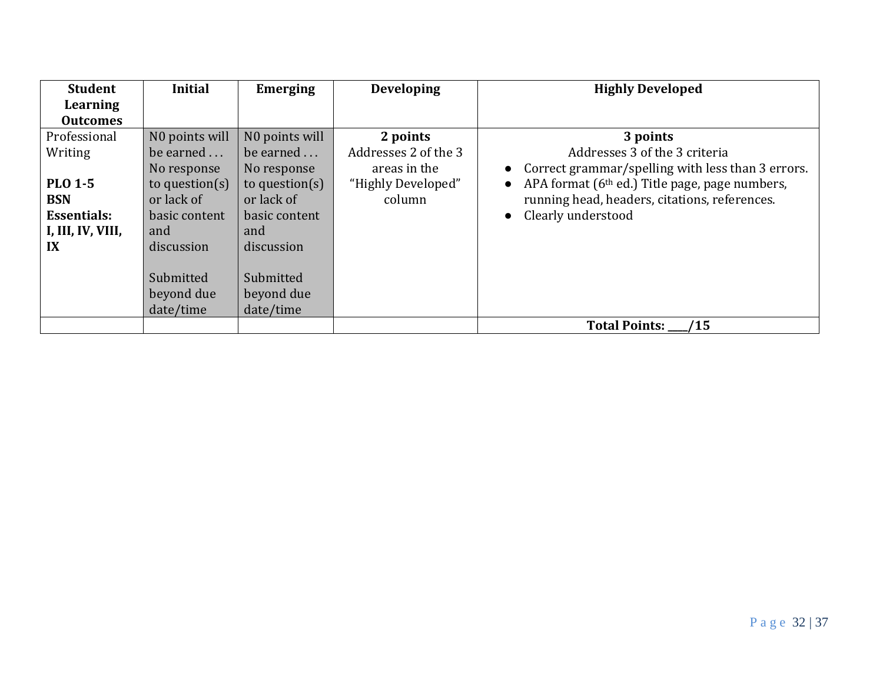| Student Learning Outcomes | Initial | Emerging | Developing | Highly Developed |
|---|---|---|---|---|
| Professional Writing<br><br>**PLO 1-5**<br>**BSN Essentials:**<br>**I, III, IV, VIII, IX** | N0 points will be earned . . . No response to question(s) or lack of basic content and discussion<br><br>Submitted beyond due date/time | N0 points will be earned . . . No response to question(s) or lack of basic content and discussion<br><br>Submitted beyond due date/time | **2 points**<br>Addresses 2 of the 3 areas in the "Highly Developed" column | **3 points**<br>Addresses 3 of the 3 criteria<br>● Correct grammar/spelling with less than 3 errors.<br>● APA format (6th ed.) Title page, page numbers, running head, headers, citations, references.<br>● Clearly understood |
| | | | | **Total Points: ___/15** |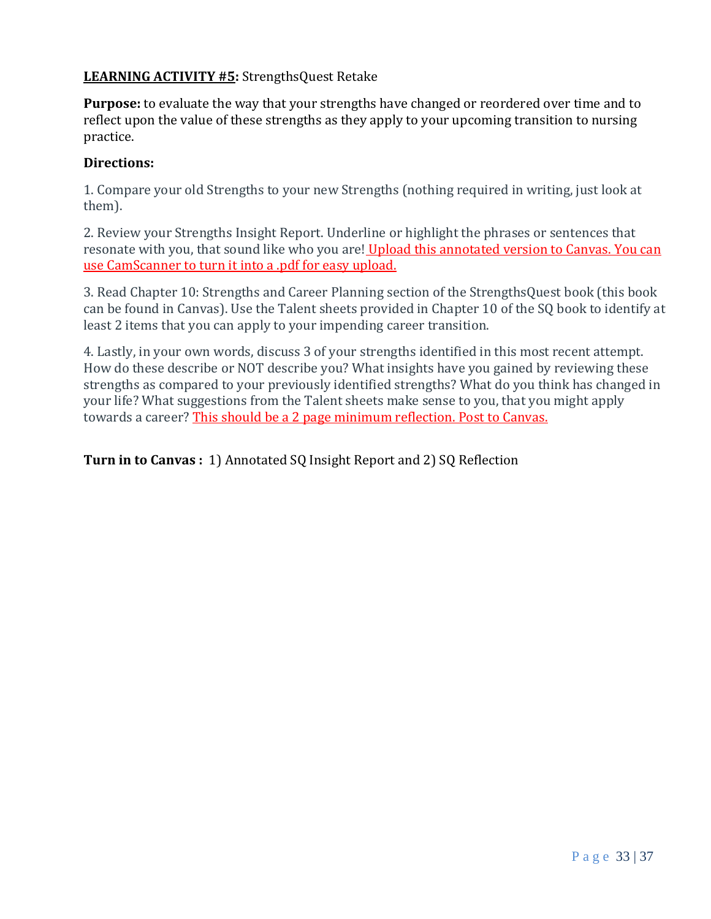**LEARNING ACTIVITY #5:** StrengthsQuest Retake

**Purpose:** to evaluate the way that your strengths have changed or reordered over time and to reflect upon the value of these strengths as they apply to your upcoming transition to nursing practice.

**Directions:**

1. Compare your old Strengths to your new Strengths (nothing required in writing, just look at them).

2. Review your Strengths Insight Report. Underline or highlight the phrases or sentences that resonate with you, that sound like who you are! Upload this annotated version to Canvas. You can use CamScanner to turn it into a .pdf for easy upload.

3. Read Chapter 10: Strengths and Career Planning section of the StrengthsQuest book (this book can be found in Canvas). Use the Talent sheets provided in Chapter 10 of the SQ book to identify at least 2 items that you can apply to your impending career transition.

4. Lastly, in your own words, discuss 3 of your strengths identified in this most recent attempt. How do these describe or NOT describe you? What insights have you gained by reviewing these strengths as compared to your previously identified strengths? What do you think has changed in your life? What suggestions from the Talent sheets make sense to you, that you might apply towards a career? This should be a 2 page minimum reflection. Post to Canvas.

**Turn in to Canvas :** 1) Annotated SQ Insight Report and 2) SQ Reflection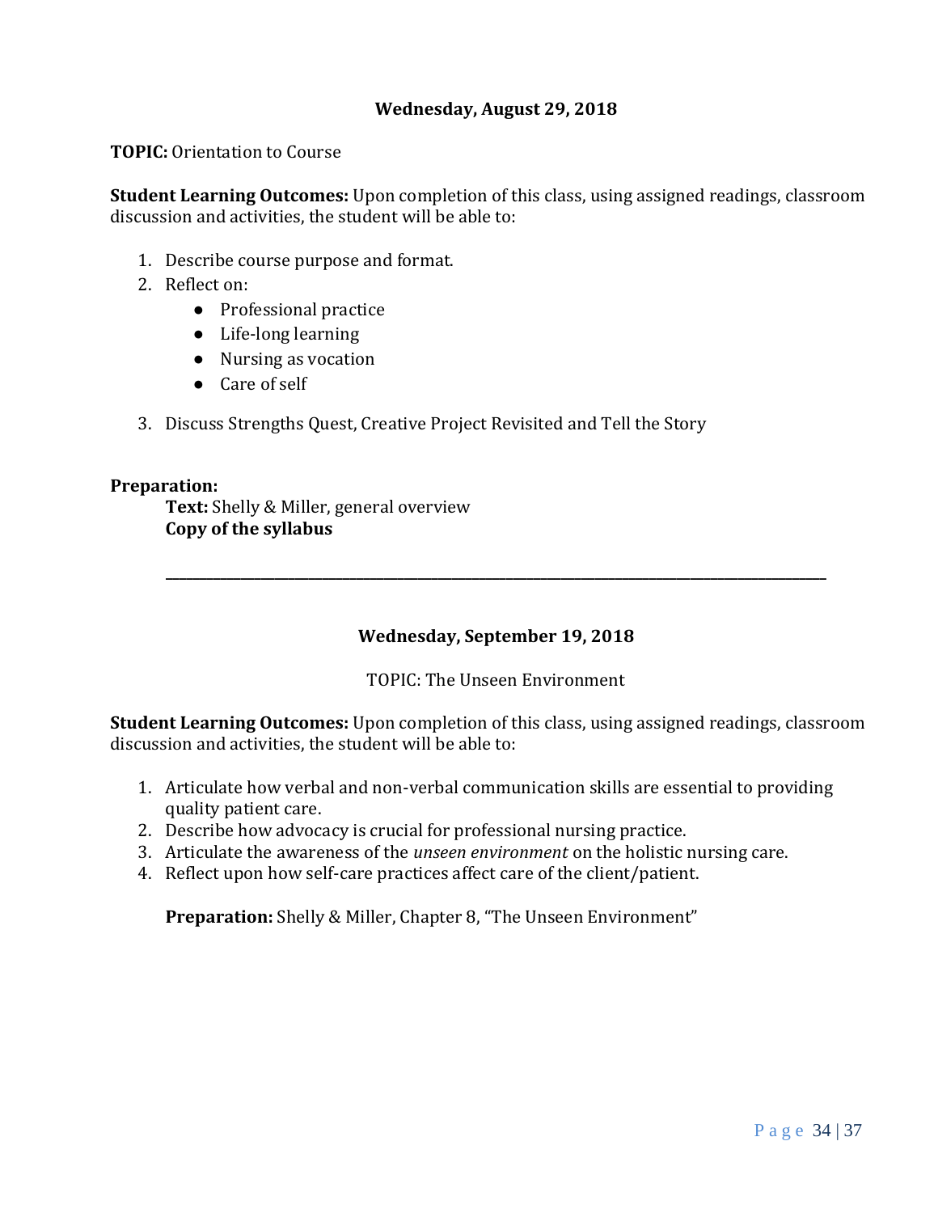### Wednesday, August 29, 2018

**TOPIC:** Orientation to Course

**Student Learning Outcomes:** Upon completion of this class, using assigned readings, classroom discussion and activities, the student will be able to:

1. Describe course purpose and format.
2. Reflect on:
    - Professional practice
    - Life-long learning
    - Nursing as vocation
    - Care of self
3. Discuss Strengths Quest, Creative Project Revisited and Tell the Story

**Preparation:**

**Text:** Shelly & Miller, general overview
**Copy of the syllabus**

---

### Wednesday, September 19, 2018

TOPIC: The Unseen Environment

**Student Learning Outcomes:** Upon completion of this class, using assigned readings, classroom discussion and activities, the student will be able to:

1. Articulate how verbal and non-verbal communication skills are essential to providing quality patient care.
2. Describe how advocacy is crucial for professional nursing practice.
3. Articulate the awareness of the *unseen environment* on the holistic nursing care.
4. Reflect upon how self-care practices affect care of the client/patient.

**Preparation:** Shelly & Miller, Chapter 8, "The Unseen Environment"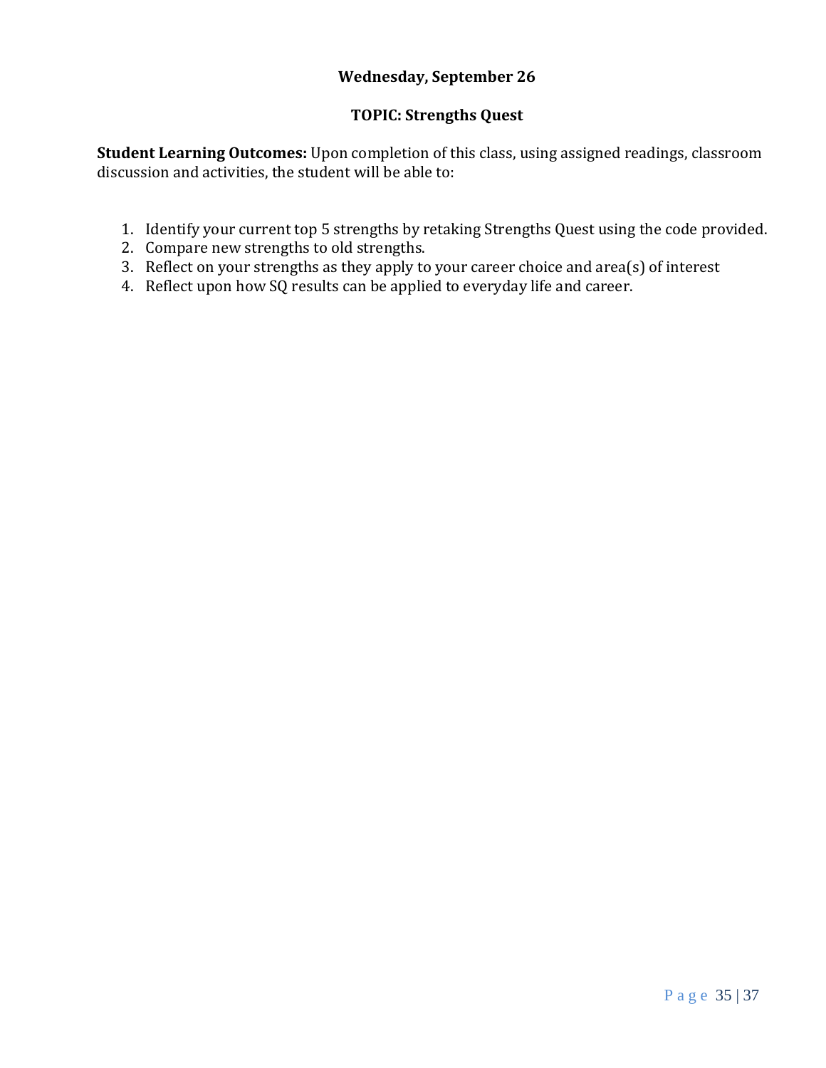**Wednesday, September 26**

**TOPIC: Strengths Quest**

**Student Learning Outcomes:** Upon completion of this class, using assigned readings, classroom discussion and activities, the student will be able to:

1. Identify your current top 5 strengths by retaking Strengths Quest using the code provided.
2. Compare new strengths to old strengths.
3. Reflect on your strengths as they apply to your career choice and area(s) of interest
4. Reflect upon how SQ results can be applied to everyday life and career.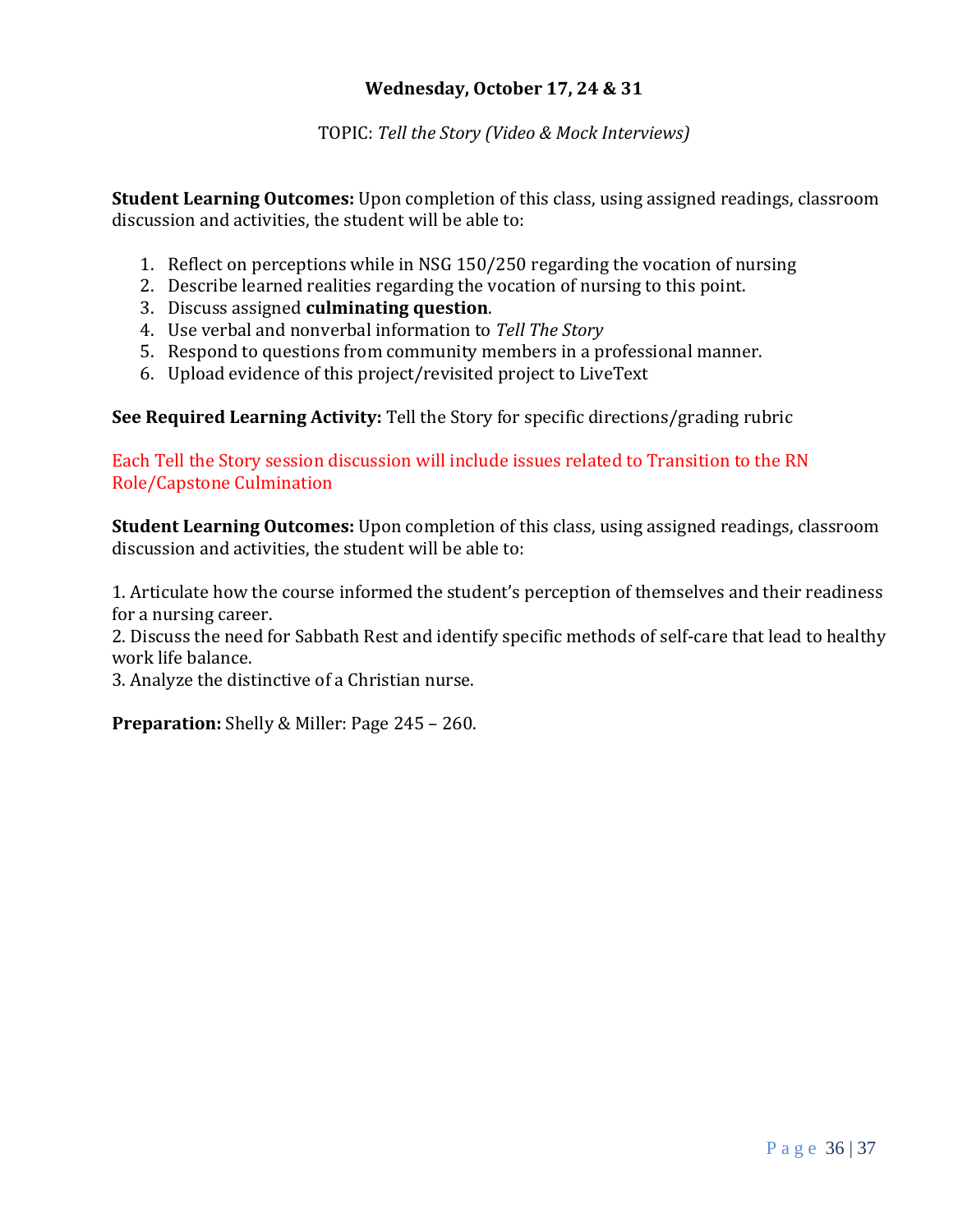**Wednesday, October 17, 24 & 31**

TOPIC: *Tell the Story (Video & Mock Interviews)*

**Student Learning Outcomes:** Upon completion of this class, using assigned readings, classroom discussion and activities, the student will be able to:

1. Reflect on perceptions while in NSG 150/250 regarding the vocation of nursing
2. Describe learned realities regarding the vocation of nursing to this point.
3. Discuss assigned **culminating question**.
4. Use verbal and nonverbal information to *Tell The Story*
5. Respond to questions from community members in a professional manner.
6. Upload evidence of this project/revisited project to LiveText

**See Required Learning Activity:** Tell the Story for specific directions/grading rubric

Each Tell the Story session discussion will include issues related to Transition to the RN Role/Capstone Culmination

**Student Learning Outcomes:** Upon completion of this class, using assigned readings, classroom discussion and activities, the student will be able to:

1. Articulate how the course informed the student's perception of themselves and their readiness for a nursing career.
2. Discuss the need for Sabbath Rest and identify specific methods of self-care that lead to healthy work life balance.
3. Analyze the distinctive of a Christian nurse.

**Preparation:** Shelly & Miller: Page 245 – 260.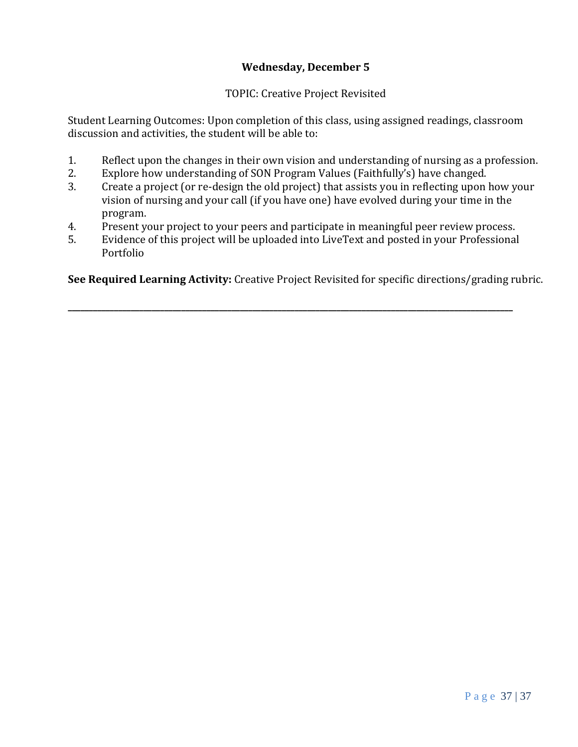**Wednesday, December 5**

TOPIC: Creative Project Revisited

Student Learning Outcomes: Upon completion of this class, using assigned readings, classroom discussion and activities, the student will be able to:

1. Reflect upon the changes in their own vision and understanding of nursing as a profession.
2. Explore how understanding of SON Program Values (Faithfully's) have changed.
3. Create a project (or re-design the old project) that assists you in reflecting upon how your vision of nursing and your call (if you have one) have evolved during your time in the program.
4. Present your project to your peers and participate in meaningful peer review process.
5. Evidence of this project will be uploaded into LiveText and posted in your Professional Portfolio

**See Required Learning Activity:** Creative Project Revisited for specific directions/grading rubric.

---